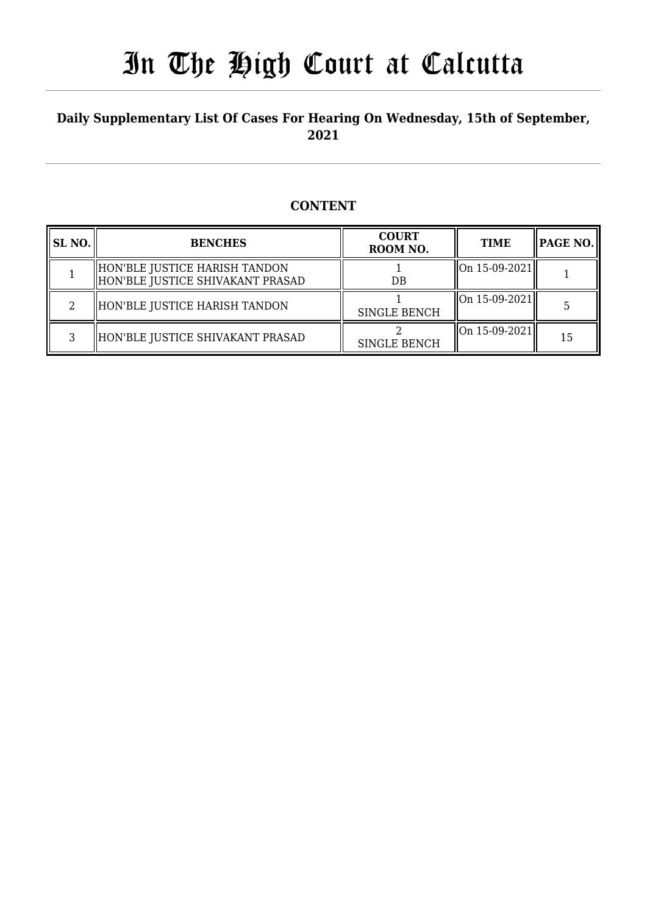# In The High Court at Calcutta

**Daily Supplementary List Of Cases For Hearing On Wednesday, 15th of September, 2021**

## CONTENT

| SL NO. | BENCHES | COURT ROOM NO. | TIME | PAGE NO. |
|---|---|---|---|---|
| 1 | HON'BLE JUSTICE HARISH TANDON<br>HON'BLE JUSTICE SHIVAKANT PRASAD | 1<br>DB | On 15-09-2021 | 1 |
| 2 | HON'BLE JUSTICE HARISH TANDON | 1<br>SINGLE BENCH | On 15-09-2021 | 5 |
| 3 | HON'BLE JUSTICE SHIVAKANT PRASAD | 2<br>SINGLE BENCH | On 15-09-2021 | 15 |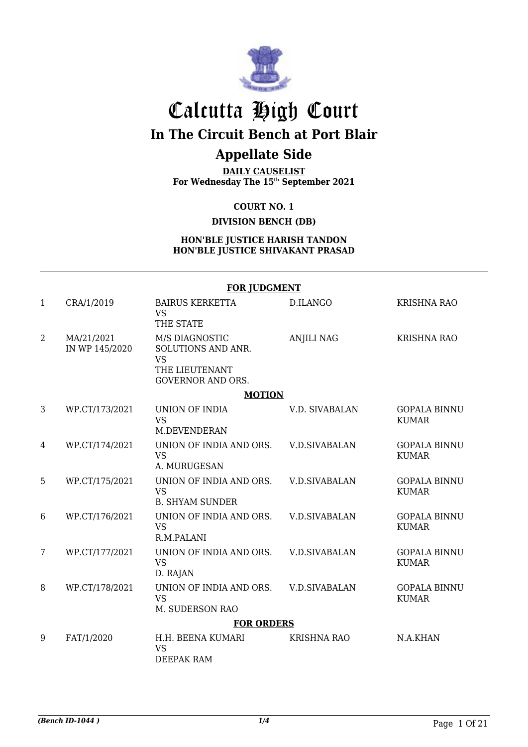# Calcutta High Court

## In The Circuit Bench at Port Blair

## Appellate Side

**DAILY CAUSELIST**
**For Wednesday The 15th September 2021**

**COURT NO. 1**

**DIVISION BENCH (DB)**

**HON'BLE JUSTICE HARISH TANDON**
**HON'BLE JUSTICE SHIVAKANT PRASAD**

**FOR JUDGMENT**

| | | | | |
|---|---|---|---|---|
| 1 | CRA/1/2019 | BAIRUS KERKETTA VS THE STATE | D.ILANGO | KRISHNA RAO |
| 2 | MA/21/2021 IN WP 145/2020 | M/S DIAGNOSTIC SOLUTIONS AND ANR. VS THE LIEUTENANT GOVERNOR AND ORS. | ANJILI NAG | KRISHNA RAO |

**MOTION**

| | | | | |
|---|---|---|---|---|
| 3 | WP.CT/173/2021 | UNION OF INDIA VS M.DEVENDERAN | V.D. SIVABALAN | GOPALA BINNU KUMAR |
| 4 | WP.CT/174/2021 | UNION OF INDIA AND ORS. VS A. MURUGESAN | V.D.SIVABALAN | GOPALA BINNU KUMAR |
| 5 | WP.CT/175/2021 | UNION OF INDIA AND ORS. VS B. SHYAM SUNDER | V.D.SIVABALAN | GOPALA BINNU KUMAR |
| 6 | WP.CT/176/2021 | UNION OF INDIA AND ORS. VS R.M.PALANI | V.D.SIVABALAN | GOPALA BINNU KUMAR |
| 7 | WP.CT/177/2021 | UNION OF INDIA AND ORS. VS D. RAJAN | V.D.SIVABALAN | GOPALA BINNU KUMAR |
| 8 | WP.CT/178/2021 | UNION OF INDIA AND ORS. VS M. SUDERSON RAO | V.D.SIVABALAN | GOPALA BINNU KUMAR |

**FOR ORDERS**

| | | | | |
|---|---|---|---|---|
| 9 | FAT/1/2020 | H.H. BEENA KUMARI VS DEEPAK RAM | KRISHNA RAO | N.A.KHAN |

*(Bench ID-1044 )* 1/4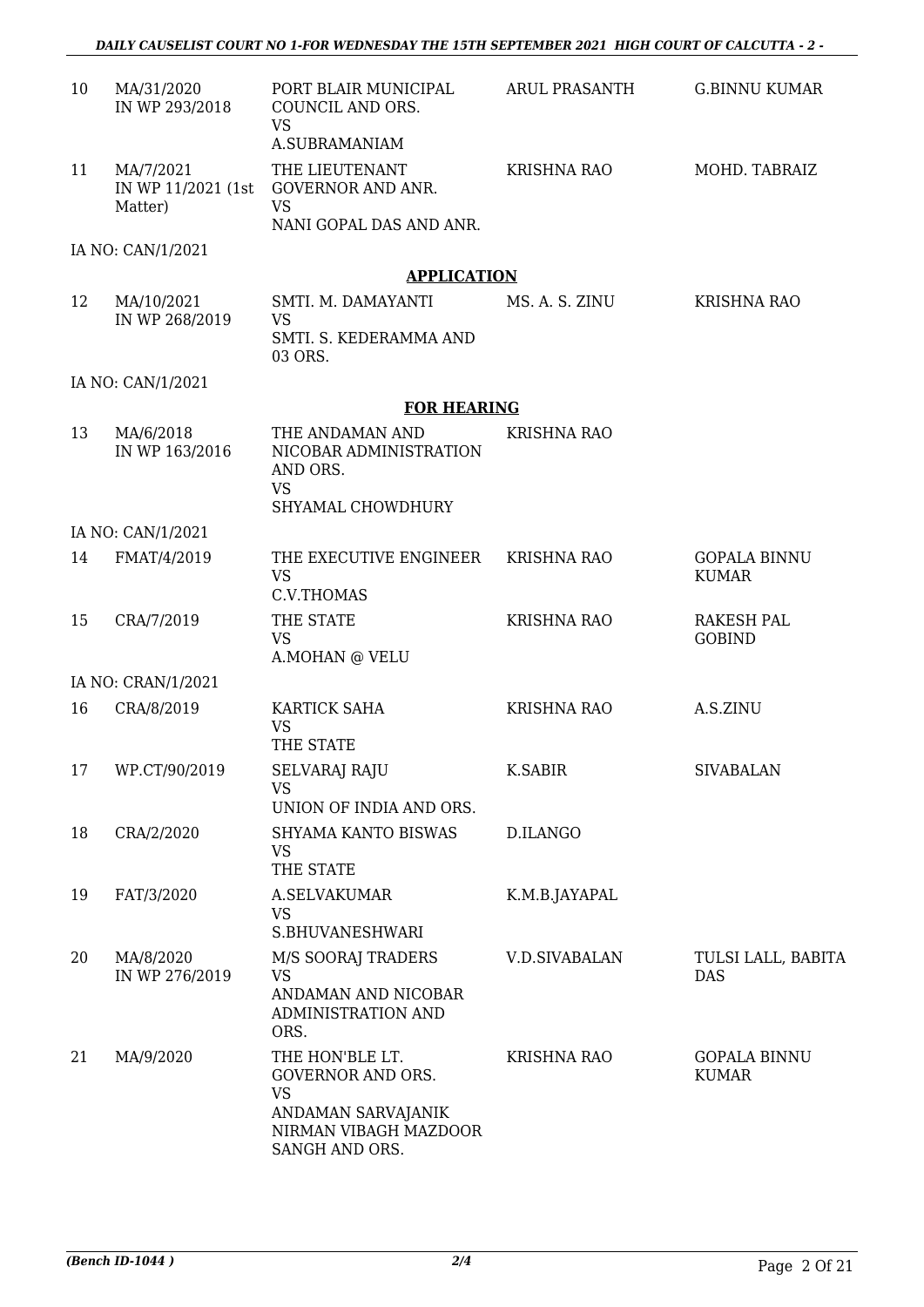| | | | | |
|---|---|---|---|---|
| 10 | MA/31/2020 IN WP 293/2018 | PORT BLAIR MUNICIPAL COUNCIL AND ORS. VS A.SUBRAMANIAM | ARUL PRASANTH | G.BINNU KUMAR |
| 11 | MA/7/2021 IN WP 11/2021 (1st Matter) | THE LIEUTENANT GOVERNOR AND ANR. VS NANI GOPAL DAS AND ANR. | KRISHNA RAO | MOHD. TABRAIZ |

IA NO: CAN/1/2021

**APPLICATION**

| | | | | |
|---|---|---|---|---|
| 12 | MA/10/2021 IN WP 268/2019 | SMTI. M. DAMAYANTI VS SMTI. S. KEDERAMMA AND 03 ORS. | MS. A. S. ZINU | KRISHNA RAO |

IA NO: CAN/1/2021

**FOR HEARING**

| | | | | |
|---|---|---|---|---|
| 13 | MA/6/2018 IN WP 163/2016 | THE ANDAMAN AND NICOBAR ADMINISTRATION AND ORS. VS SHYAMAL CHOWDHURY | KRISHNA RAO | |

IA NO: CAN/1/2021

| | | | | |
|---|---|---|---|---|
| 14 | FMAT/4/2019 | THE EXECUTIVE ENGINEER VS C.V.THOMAS | KRISHNA RAO | GOPALA BINNU KUMAR |
| 15 | CRA/7/2019 | THE STATE VS A.MOHAN @ VELU | KRISHNA RAO | RAKESH PAL GOBIND |

IA NO: CRAN/1/2021

| | | | | |
|---|---|---|---|---|
| 16 | CRA/8/2019 | KARTICK SAHA VS THE STATE | KRISHNA RAO | A.S.ZINU |
| 17 | WP.CT/90/2019 | SELVARAJ RAJU VS UNION OF INDIA AND ORS. | K.SABIR | SIVABALAN |
| 18 | CRA/2/2020 | SHYAMA KANTO BISWAS VS THE STATE | D.ILANGO | |
| 19 | FAT/3/2020 | A.SELVAKUMAR VS S.BHUVANESHWARI | K.M.B.JAYAPAL | |
| 20 | MA/8/2020 IN WP 276/2019 | M/S SOORAJ TRADERS VS ANDAMAN AND NICOBAR ADMINISTRATION AND ORS. | V.D.SIVABALAN | TULSI LALL, BABITA DAS |
| 21 | MA/9/2020 | THE HON'BLE LT. GOVERNOR AND ORS. VS ANDAMAN SARVAJANIK NIRMAN VIBAGH MAZDOOR SANGH AND ORS. | KRISHNA RAO | GOPALA BINNU KUMAR |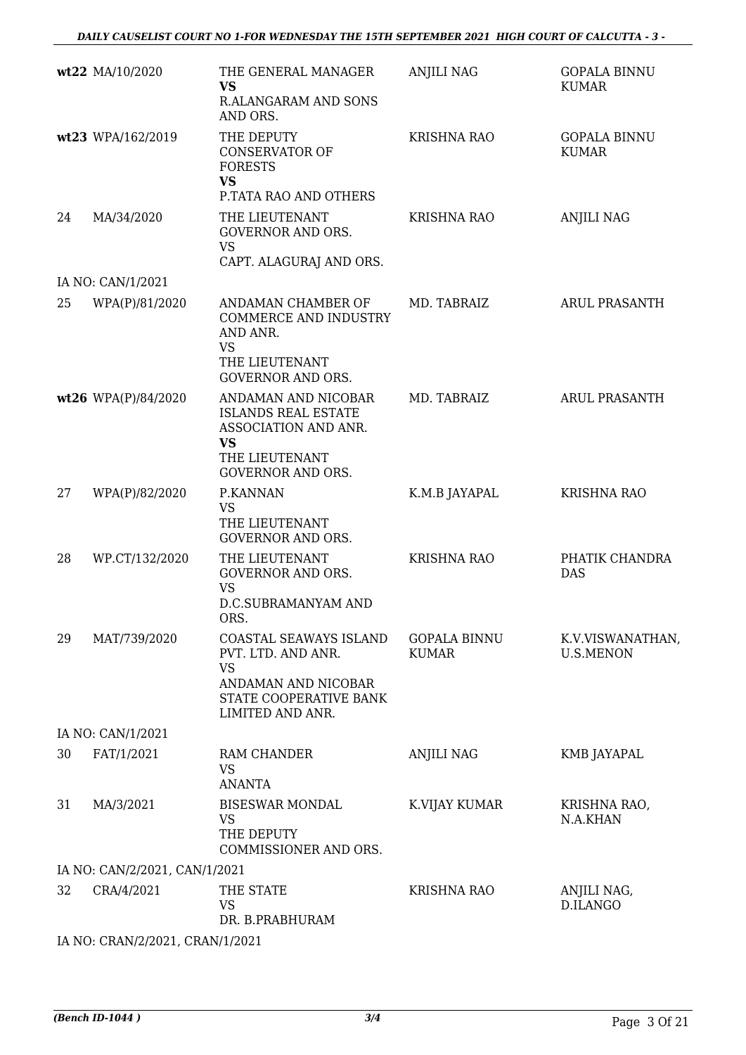| | | | | |
|---|---|---|---|---|
| **wt22** | MA/10/2020 | THE GENERAL MANAGER **VS** R.ALANGARAM AND SONS AND ORS. | ANJILI NAG | GOPALA BINNU KUMAR |
| **wt23** | WPA/162/2019 | THE DEPUTY CONSERVATOR OF FORESTS **VS** P.TATA RAO AND OTHERS | KRISHNA RAO | GOPALA BINNU KUMAR |
| 24 | MA/34/2020 | THE LIEUTENANT GOVERNOR AND ORS. VS CAPT. ALAGURAJ AND ORS. | KRISHNA RAO | ANJILI NAG |
| IA NO: CAN/1/2021 | | | | |
| 25 | WPA(P)/81/2020 | ANDAMAN CHAMBER OF COMMERCE AND INDUSTRY AND ANR. VS THE LIEUTENANT GOVERNOR AND ORS. | MD. TABRAIZ | ARUL PRASANTH |
| **wt26** | WPA(P)/84/2020 | ANDAMAN AND NICOBAR ISLANDS REAL ESTATE ASSOCIATION AND ANR. **VS** THE LIEUTENANT GOVERNOR AND ORS. | MD. TABRAIZ | ARUL PRASANTH |
| 27 | WPA(P)/82/2020 | P.KANNAN VS THE LIEUTENANT GOVERNOR AND ORS. | K.M.B JAYAPAL | KRISHNA RAO |
| 28 | WP.CT/132/2020 | THE LIEUTENANT GOVERNOR AND ORS. VS D.C.SUBRAMANYAM AND ORS. | KRISHNA RAO | PHATIK CHANDRA DAS |
| 29 | MAT/739/2020 | COASTAL SEAWAYS ISLAND PVT. LTD. AND ANR. VS ANDAMAN AND NICOBAR STATE COOPERATIVE BANK LIMITED AND ANR. | GOPALA BINNU KUMAR | K.V.VISWANATHAN, U.S.MENON |
| IA NO: CAN/1/2021 | | | | |
| 30 | FAT/1/2021 | RAM CHANDER VS ANANTA | ANJILI NAG | KMB JAYAPAL |
| 31 | MA/3/2021 | BISESWAR MONDAL VS THE DEPUTY COMMISSIONER AND ORS. | K.VIJAY KUMAR | KRISHNA RAO, N.A.KHAN |
| IA NO: CAN/2/2021, CAN/1/2021 | | | | |
| 32 | CRA/4/2021 | THE STATE VS DR. B.PRABHURAM | KRISHNA RAO | ANJILI NAG, D.ILANGO |
| IA NO: CRAN/2/2021, CRAN/1/2021 | | | | |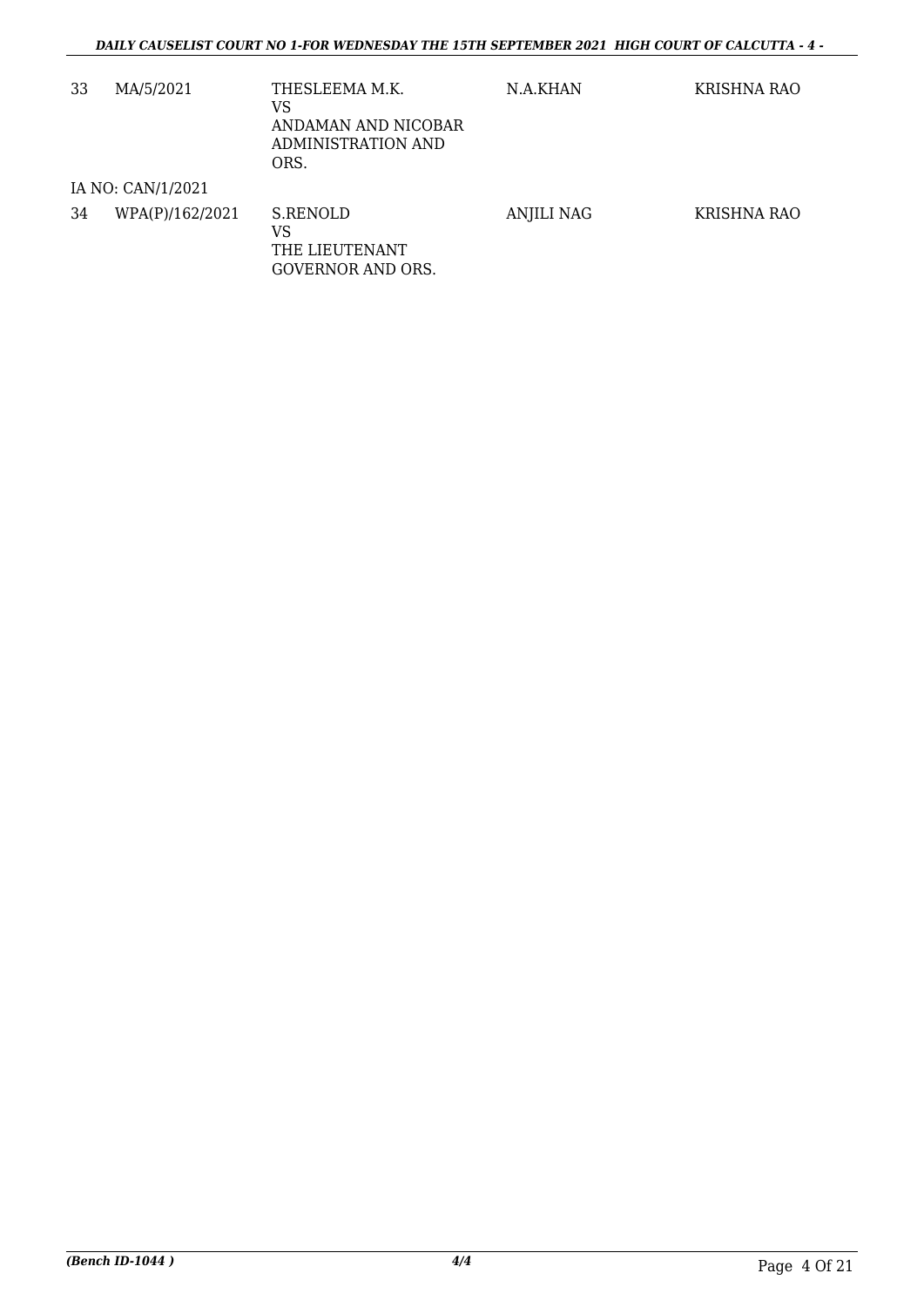| | | | | |
|---|---|---|---|---|
| 33 | MA/5/2021 | THESLEEMA M.K.<br>VS<br>ANDAMAN AND NICOBAR ADMINISTRATION AND ORS. | N.A.KHAN | KRISHNA RAO |
| IA NO: CAN/1/2021 | | | | |
| 34 | WPA(P)/162/2021 | S.RENOLD<br>VS<br>THE LIEUTENANT GOVERNOR AND ORS. | ANJILI NAG | KRISHNA RAO |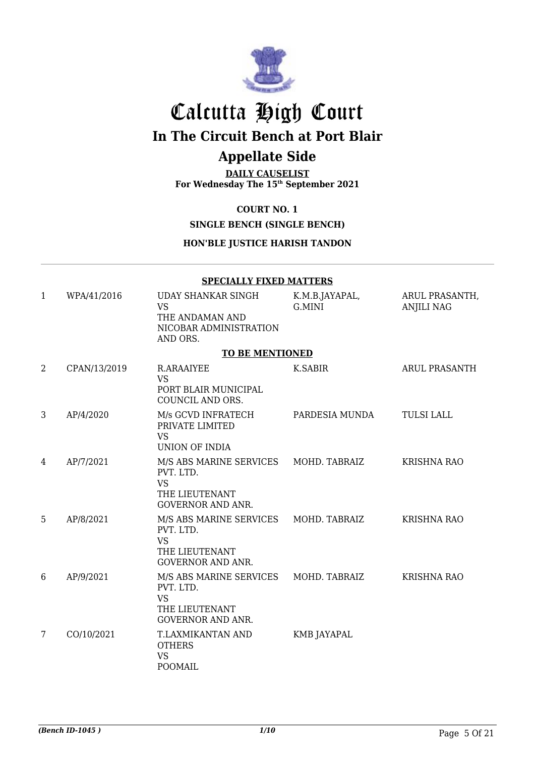# Calcutta High Court

## In The Circuit Bench at Port Blair

## Appellate Side

**DAILY CAUSELIST**
**For Wednesday The 15th September 2021**

**COURT NO. 1**

**SINGLE BENCH (SINGLE BENCH)**

**HON'BLE JUSTICE HARISH TANDON**

**SPECIALLY FIXED MATTERS**

| | | | | |
|---|---|---|---|---|
| 1 | WPA/41/2016 | UDAY SHANKAR SINGH VS THE ANDAMAN AND NICOBAR ADMINISTRATION AND ORS. | K.M.B.JAYAPAL, G.MINI | ARUL PRASANTH, ANJILI NAG |

**TO BE MENTIONED**

| | | | | |
|---|---|---|---|---|
| 2 | CPAN/13/2019 | R.ARAAIYEE VS PORT BLAIR MUNICIPAL COUNCIL AND ORS. | K.SABIR | ARUL PRASANTH |
| 3 | AP/4/2020 | M/s GCVD INFRATECH PRIVATE LIMITED VS UNION OF INDIA | PARDESIA MUNDA | TULSI LALL |
| 4 | AP/7/2021 | M/S ABS MARINE SERVICES PVT. LTD. VS THE LIEUTENANT GOVERNOR AND ANR. | MOHD. TABRAIZ | KRISHNA RAO |
| 5 | AP/8/2021 | M/S ABS MARINE SERVICES PVT. LTD. VS THE LIEUTENANT GOVERNOR AND ANR. | MOHD. TABRAIZ | KRISHNA RAO |
| 6 | AP/9/2021 | M/S ABS MARINE SERVICES PVT. LTD. VS THE LIEUTENANT GOVERNOR AND ANR. | MOHD. TABRAIZ | KRISHNA RAO |
| 7 | CO/10/2021 | T.LAXMIKANTAN AND OTHERS VS POOMAIL | KMB JAYAPAL | |

*(Bench ID-1045 )* 1/10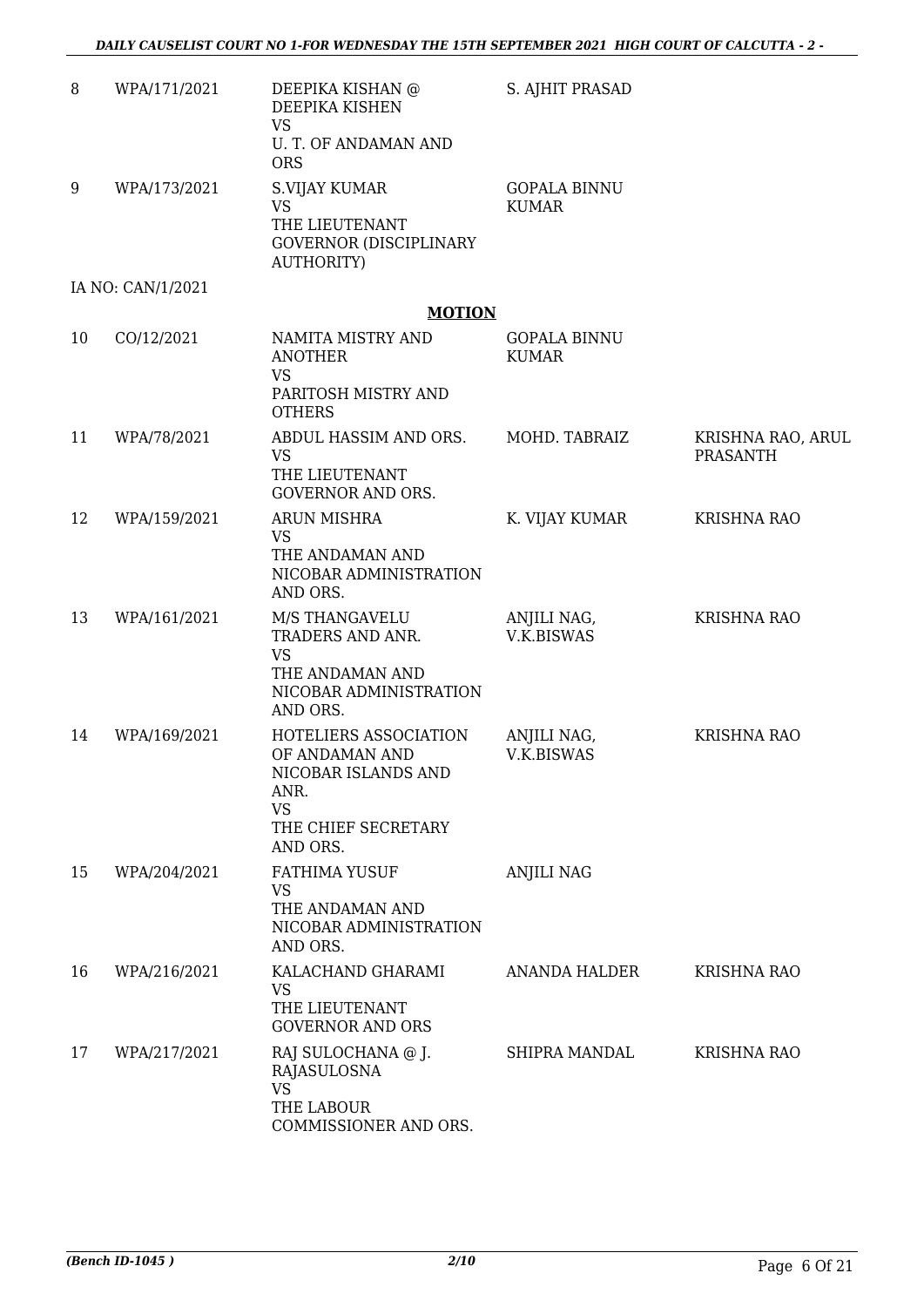| | | | | |
|---|---|---|---|---|
| 8 | WPA/171/2021 | DEEPIKA KISHAN @ DEEPIKA KISHEN<br>VS<br>U. T. OF ANDAMAN AND ORS | S. AJHIT PRASAD | |
| 9 | WPA/173/2021 | S.VIJAY KUMAR<br>VS<br>THE LIEUTENANT GOVERNOR (DISCIPLINARY AUTHORITY) | GOPALA BINNU KUMAR | |
| | IA NO: CAN/1/2021 | | | |

**MOTION**

| | | | | |
|---|---|---|---|---|
| 10 | CO/12/2021 | NAMITA MISTRY AND ANOTHER<br>VS<br>PARITOSH MISTRY AND OTHERS | GOPALA BINNU KUMAR | |
| 11 | WPA/78/2021 | ABDUL HASSIM AND ORS.<br>VS<br>THE LIEUTENANT GOVERNOR AND ORS. | MOHD. TABRAIZ | KRISHNA RAO, ARUL PRASANTH |
| 12 | WPA/159/2021 | ARUN MISHRA<br>VS<br>THE ANDAMAN AND NICOBAR ADMINISTRATION AND ORS. | K. VIJAY KUMAR | KRISHNA RAO |
| 13 | WPA/161/2021 | M/S THANGAVELU TRADERS AND ANR.<br>VS<br>THE ANDAMAN AND NICOBAR ADMINISTRATION AND ORS. | ANJILI NAG, V.K.BISWAS | KRISHNA RAO |
| 14 | WPA/169/2021 | HOTELIERS ASSOCIATION OF ANDAMAN AND NICOBAR ISLANDS AND ANR.<br>VS<br>THE CHIEF SECRETARY AND ORS. | ANJILI NAG, V.K.BISWAS | KRISHNA RAO |
| 15 | WPA/204/2021 | FATHIMA YUSUF<br>VS<br>THE ANDAMAN AND NICOBAR ADMINISTRATION AND ORS. | ANJILI NAG | |
| 16 | WPA/216/2021 | KALACHAND GHARAMI<br>VS<br>THE LIEUTENANT GOVERNOR AND ORS | ANANDA HALDER | KRISHNA RAO |
| 17 | WPA/217/2021 | RAJ SULOCHANA @ J. RAJASULOSNA<br>VS<br>THE LABOUR COMMISSIONER AND ORS. | SHIPRA MANDAL | KRISHNA RAO |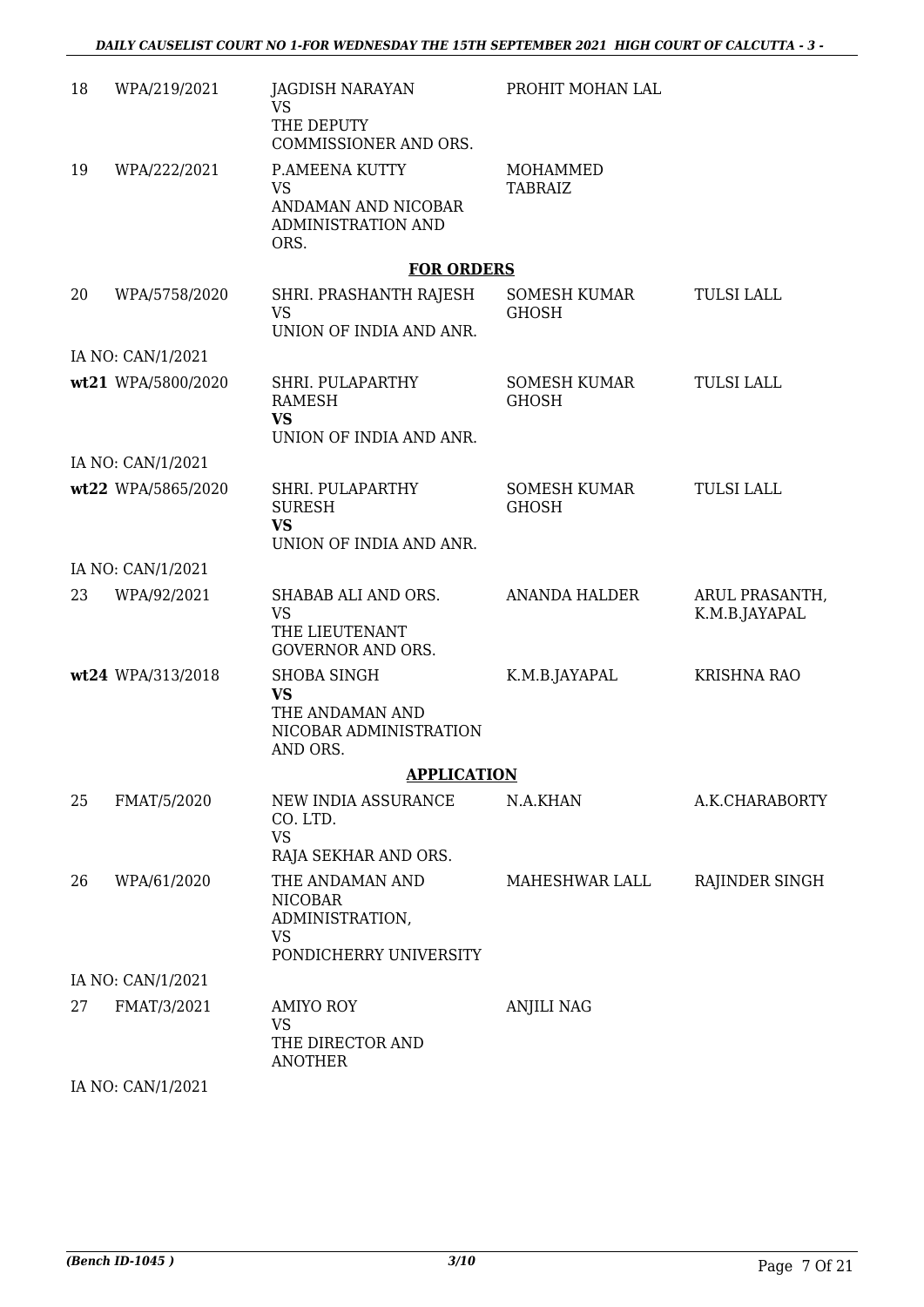| | | | | |
|---|---|---|---|---|
| 18 | WPA/219/2021 | JAGDISH NARAYAN<br>VS<br>THE DEPUTY COMMISSIONER AND ORS. | PROHIT MOHAN LAL | |
| 19 | WPA/222/2021 | P.AMEENA KUTTY<br>VS<br>ANDAMAN AND NICOBAR ADMINISTRATION AND ORS. | MOHAMMED TABRAIZ | |

**FOR ORDERS**

| | | | | |
|---|---|---|---|---|
| 20 | WPA/5758/2020 | SHRI. PRASHANTH RAJESH<br>VS<br>UNION OF INDIA AND ANR. | SOMESH KUMAR GHOSH | TULSI LALL |
| | IA NO: CAN/1/2021 | | | |
| wt21 | WPA/5800/2020 | SHRI. PULAPARTHY RAMESH<br>**VS**<br>UNION OF INDIA AND ANR. | SOMESH KUMAR GHOSH | TULSI LALL |
| | IA NO: CAN/1/2021 | | | |
| wt22 | WPA/5865/2020 | SHRI. PULAPARTHY SURESH<br>**VS**<br>UNION OF INDIA AND ANR. | SOMESH KUMAR GHOSH | TULSI LALL |
| | IA NO: CAN/1/2021 | | | |
| 23 | WPA/92/2021 | SHABAB ALI AND ORS.<br>VS<br>THE LIEUTENANT GOVERNOR AND ORS. | ANANDA HALDER | ARUL PRASANTH, K.M.B.JAYAPAL |
| wt24 | WPA/313/2018 | SHOBA SINGH<br>**VS**<br>THE ANDAMAN AND NICOBAR ADMINISTRATION AND ORS. | K.M.B.JAYAPAL | KRISHNA RAO |

**APPLICATION**

| | | | | |
|---|---|---|---|---|
| 25 | FMAT/5/2020 | NEW INDIA ASSURANCE CO. LTD.<br>VS<br>RAJA SEKHAR AND ORS. | N.A.KHAN | A.K.CHARABORTY |
| 26 | WPA/61/2020 | THE ANDAMAN AND NICOBAR ADMINISTRATION,<br>VS<br>PONDICHERRY UNIVERSITY | MAHESHWAR LALL | RAJINDER SINGH |
| | IA NO: CAN/1/2021 | | | |
| 27 | FMAT/3/2021 | AMIYO ROY<br>VS<br>THE DIRECTOR AND ANOTHER | ANJILI NAG | |
| | IA NO: CAN/1/2021 | | | |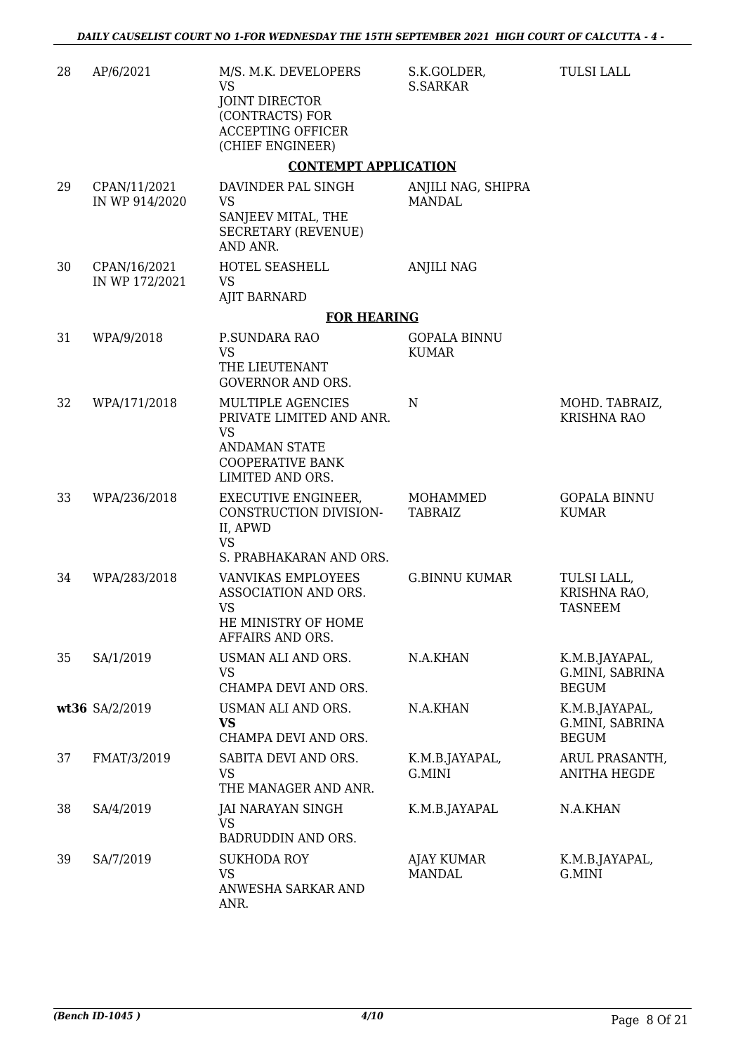| | | | | |
|---|---|---|---|---|
| 28 | AP/6/2021 | M/S. M.K. DEVELOPERS<br>VS<br>JOINT DIRECTOR (CONTRACTS) FOR ACCEPTING OFFICER (CHIEF ENGINEER) | S.K.GOLDER, S.SARKAR | TULSI LALL |

**CONTEMPT APPLICATION**

| | | | | |
|---|---|---|---|---|
| 29 | CPAN/11/2021<br>IN WP 914/2020 | DAVINDER PAL SINGH<br>VS<br>SANJEEV MITAL, THE SECRETARY (REVENUE) AND ANR. | ANJILI NAG, SHIPRA MANDAL | |
| 30 | CPAN/16/2021<br>IN WP 172/2021 | HOTEL SEASHELL<br>VS<br>AJIT BARNARD | ANJILI NAG | |

**FOR HEARING**

| | | | | |
|---|---|---|---|---|
| 31 | WPA/9/2018 | P.SUNDARA RAO<br>VS<br>THE LIEUTENANT GOVERNOR AND ORS. | GOPALA BINNU KUMAR | |
| 32 | WPA/171/2018 | MULTIPLE AGENCIES PRIVATE LIMITED AND ANR.<br>VS<br>ANDAMAN STATE COOPERATIVE BANK LIMITED AND ORS. | N | MOHD. TABRAIZ, KRISHNA RAO |
| 33 | WPA/236/2018 | EXECUTIVE ENGINEER, CONSTRUCTION DIVISION-II, APWD<br>VS<br>S. PRABHAKARAN AND ORS. | MOHAMMED TABRAIZ | GOPALA BINNU KUMAR |
| 34 | WPA/283/2018 | VANVIKAS EMPLOYEES ASSOCIATION AND ORS.<br>VS<br>HE MINISTRY OF HOME AFFAIRS AND ORS. | G.BINNU KUMAR | TULSI LALL, KRISHNA RAO, TASNEEM |
| 35 | SA/1/2019 | USMAN ALI AND ORS.<br>VS<br>CHAMPA DEVI AND ORS. | N.A.KHAN | K.M.B.JAYAPAL, G.MINI, SABRINA BEGUM |
| **wt36** | SA/2/2019 | USMAN ALI AND ORS.<br>**VS**<br>CHAMPA DEVI AND ORS. | N.A.KHAN | K.M.B.JAYAPAL, G.MINI, SABRINA BEGUM |
| 37 | FMAT/3/2019 | SABITA DEVI AND ORS.<br>VS<br>THE MANAGER AND ANR. | K.M.B.JAYAPAL, G.MINI | ARUL PRASANTH, ANITHA HEGDE |
| 38 | SA/4/2019 | JAI NARAYAN SINGH<br>VS<br>BADRUDDIN AND ORS. | K.M.B.JAYAPAL | N.A.KHAN |
| 39 | SA/7/2019 | SUKHODA ROY<br>VS<br>ANWESHA SARKAR AND ANR. | AJAY KUMAR MANDAL | K.M.B.JAYAPAL, G.MINI |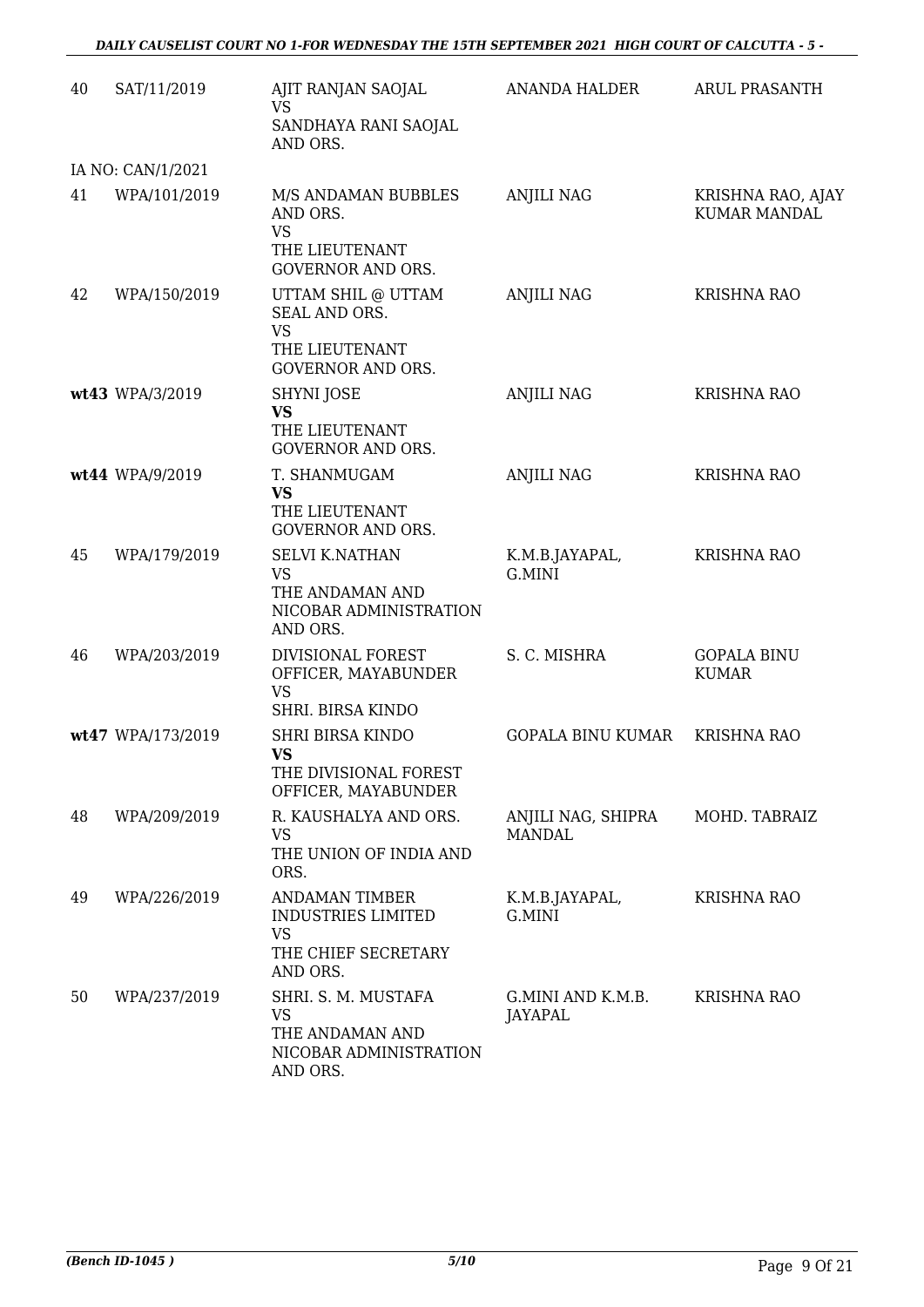| 40 | SAT/11/2019 | AJIT RANJAN SAOJAL<br>VS<br>SANDHAYA RANI SAOJAL AND ORS. | ANANDA HALDER | ARUL PRASANTH |
|---|---|---|---|---|
| | IA NO: CAN/1/2021 | | | |
| 41 | WPA/101/2019 | M/S ANDAMAN BUBBLES AND ORS.<br>VS<br>THE LIEUTENANT GOVERNOR AND ORS. | ANJILI NAG | KRISHNA RAO, AJAY KUMAR MANDAL |
| 42 | WPA/150/2019 | UTTAM SHIL @ UTTAM SEAL AND ORS.<br>VS<br>THE LIEUTENANT GOVERNOR AND ORS. | ANJILI NAG | KRISHNA RAO |
| **wt43** | WPA/3/2019 | SHYNI JOSE<br>**VS**<br>THE LIEUTENANT GOVERNOR AND ORS. | ANJILI NAG | KRISHNA RAO |
| **wt44** | WPA/9/2019 | T. SHANMUGAM<br>**VS**<br>THE LIEUTENANT GOVERNOR AND ORS. | ANJILI NAG | KRISHNA RAO |
| 45 | WPA/179/2019 | SELVI K.NATHAN<br>VS<br>THE ANDAMAN AND NICOBAR ADMINISTRATION AND ORS. | K.M.B.JAYAPAL, G.MINI | KRISHNA RAO |
| 46 | WPA/203/2019 | DIVISIONAL FOREST OFFICER, MAYABUNDER<br>VS<br>SHRI. BIRSA KINDO | S. C. MISHRA | GOPALA BINU KUMAR |
| **wt47** | WPA/173/2019 | SHRI BIRSA KINDO<br>**VS**<br>THE DIVISIONAL FOREST OFFICER, MAYABUNDER | GOPALA BINU KUMAR | KRISHNA RAO |
| 48 | WPA/209/2019 | R. KAUSHALYA AND ORS.<br>VS<br>THE UNION OF INDIA AND ORS. | ANJILI NAG, SHIPRA MANDAL | MOHD. TABRAIZ |
| 49 | WPA/226/2019 | ANDAMAN TIMBER INDUSTRIES LIMITED<br>VS<br>THE CHIEF SECRETARY AND ORS. | K.M.B.JAYAPAL, G.MINI | KRISHNA RAO |
| 50 | WPA/237/2019 | SHRI. S. M. MUSTAFA<br>VS<br>THE ANDAMAN AND NICOBAR ADMINISTRATION AND ORS. | G.MINI AND K.M.B. JAYAPAL | KRISHNA RAO |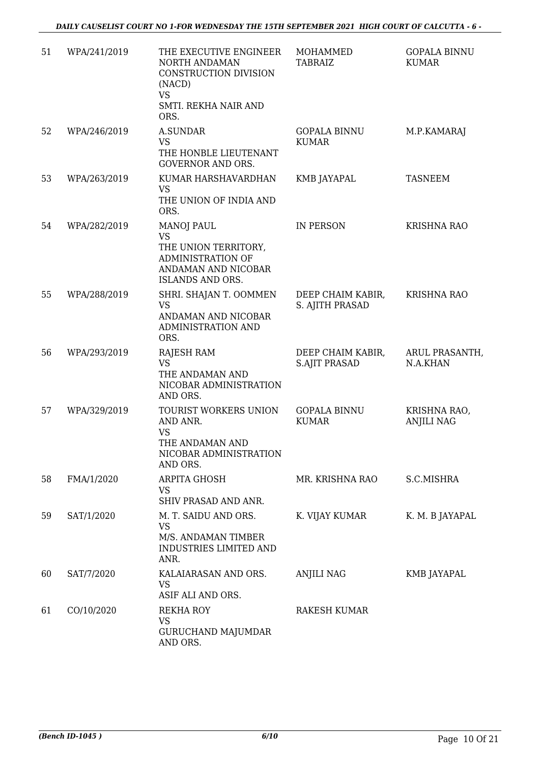| 51 | WPA/241/2019 | THE EXECUTIVE ENGINEER NORTH ANDAMAN CONSTRUCTION DIVISION (NACD) VS SMTI. REKHA NAIR AND ORS. | MOHAMMED TABRAIZ | GOPALA BINNU KUMAR |
|---|---|---|---|---|
| 52 | WPA/246/2019 | A.SUNDAR VS THE HONBLE LIEUTENANT GOVERNOR AND ORS. | GOPALA BINNU KUMAR | M.P.KAMARAJ |
| 53 | WPA/263/2019 | KUMAR HARSHAVARDHAN VS THE UNION OF INDIA AND ORS. | KMB JAYAPAL | TASNEEM |
| 54 | WPA/282/2019 | MANOJ PAUL VS THE UNION TERRITORY, ADMINISTRATION OF ANDAMAN AND NICOBAR ISLANDS AND ORS. | IN PERSON | KRISHNA RAO |
| 55 | WPA/288/2019 | SHRI. SHAJAN T. OOMMEN VS ANDAMAN AND NICOBAR ADMINISTRATION AND ORS. | DEEP CHAIM KABIR, S. AJITH PRASAD | KRISHNA RAO |
| 56 | WPA/293/2019 | RAJESH RAM VS THE ANDAMAN AND NICOBAR ADMINISTRATION AND ORS. | DEEP CHAIM KABIR, S.AJIT PRASAD | ARUL PRASANTH, N.A.KHAN |
| 57 | WPA/329/2019 | TOURIST WORKERS UNION AND ANR. VS THE ANDAMAN AND NICOBAR ADMINISTRATION AND ORS. | GOPALA BINNU KUMAR | KRISHNA RAO, ANJILI NAG |
| 58 | FMA/1/2020 | ARPITA GHOSH VS SHIV PRASAD AND ANR. | MR. KRISHNA RAO | S.C.MISHRA |
| 59 | SAT/1/2020 | M. T. SAIDU AND ORS. VS M/S. ANDAMAN TIMBER INDUSTRIES LIMITED AND ANR. | K. VIJAY KUMAR | K. M. B JAYAPAL |
| 60 | SAT/7/2020 | KALAIARASAN AND ORS. VS ASIF ALI AND ORS. | ANJILI NAG | KMB JAYAPAL |
| 61 | CO/10/2020 | REKHA ROY VS GURUCHAND MAJUMDAR AND ORS. | RAKESH KUMAR | |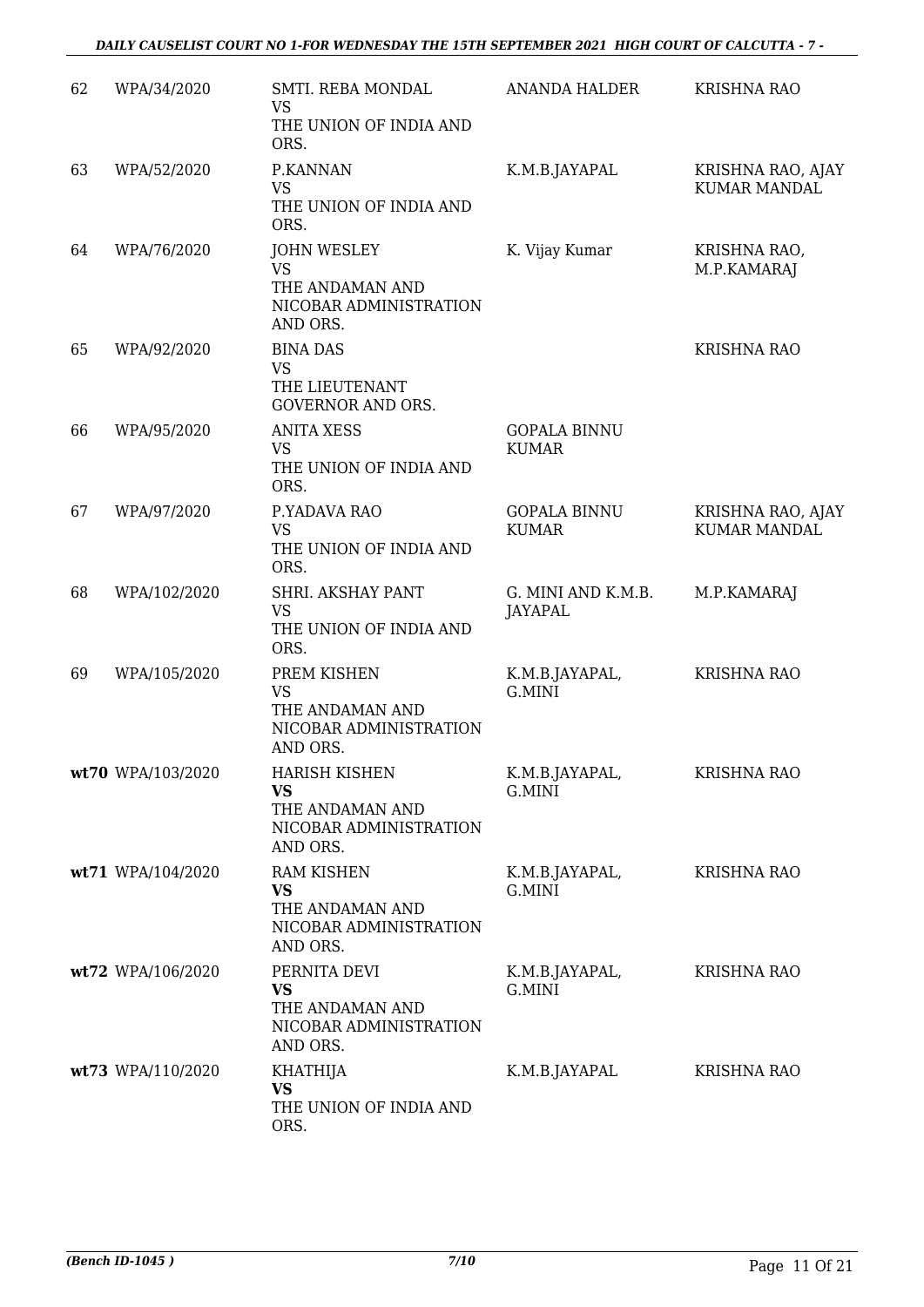| 62 | WPA/34/2020 | SMTI. REBA MONDAL<br>VS<br>THE UNION OF INDIA AND ORS. | ANANDA HALDER | KRISHNA RAO |
|---|---|---|---|---|
| 63 | WPA/52/2020 | P.KANNAN<br>VS<br>THE UNION OF INDIA AND ORS. | K.M.B.JAYAPAL | KRISHNA RAO, AJAY KUMAR MANDAL |
| 64 | WPA/76/2020 | JOHN WESLEY<br>VS<br>THE ANDAMAN AND NICOBAR ADMINISTRATION AND ORS. | K. Vijay Kumar | KRISHNA RAO, M.P.KAMARAJ |
| 65 | WPA/92/2020 | BINA DAS<br>VS<br>THE LIEUTENANT GOVERNOR AND ORS. | | KRISHNA RAO |
| 66 | WPA/95/2020 | ANITA XESS<br>VS<br>THE UNION OF INDIA AND ORS. | GOPALA BINNU KUMAR | |
| 67 | WPA/97/2020 | P.YADAVA RAO<br>VS<br>THE UNION OF INDIA AND ORS. | GOPALA BINNU KUMAR | KRISHNA RAO, AJAY KUMAR MANDAL |
| 68 | WPA/102/2020 | SHRI. AKSHAY PANT<br>VS<br>THE UNION OF INDIA AND ORS. | G. MINI AND K.M.B. JAYAPAL | M.P.KAMARAJ |
| 69 | WPA/105/2020 | PREM KISHEN<br>VS<br>THE ANDAMAN AND NICOBAR ADMINISTRATION AND ORS. | K.M.B.JAYAPAL, G.MINI | KRISHNA RAO |
| **wt70** | WPA/103/2020 | HARISH KISHEN<br>**VS**<br>THE ANDAMAN AND NICOBAR ADMINISTRATION AND ORS. | K.M.B.JAYAPAL, G.MINI | KRISHNA RAO |
| **wt71** | WPA/104/2020 | RAM KISHEN<br>**VS**<br>THE ANDAMAN AND NICOBAR ADMINISTRATION AND ORS. | K.M.B.JAYAPAL, G.MINI | KRISHNA RAO |
| **wt72** | WPA/106/2020 | PERNITA DEVI<br>**VS**<br>THE ANDAMAN AND NICOBAR ADMINISTRATION AND ORS. | K.M.B.JAYAPAL, G.MINI | KRISHNA RAO |
| **wt73** | WPA/110/2020 | KHATHIJA<br>**VS**<br>THE UNION OF INDIA AND ORS. | K.M.B.JAYAPAL | KRISHNA RAO |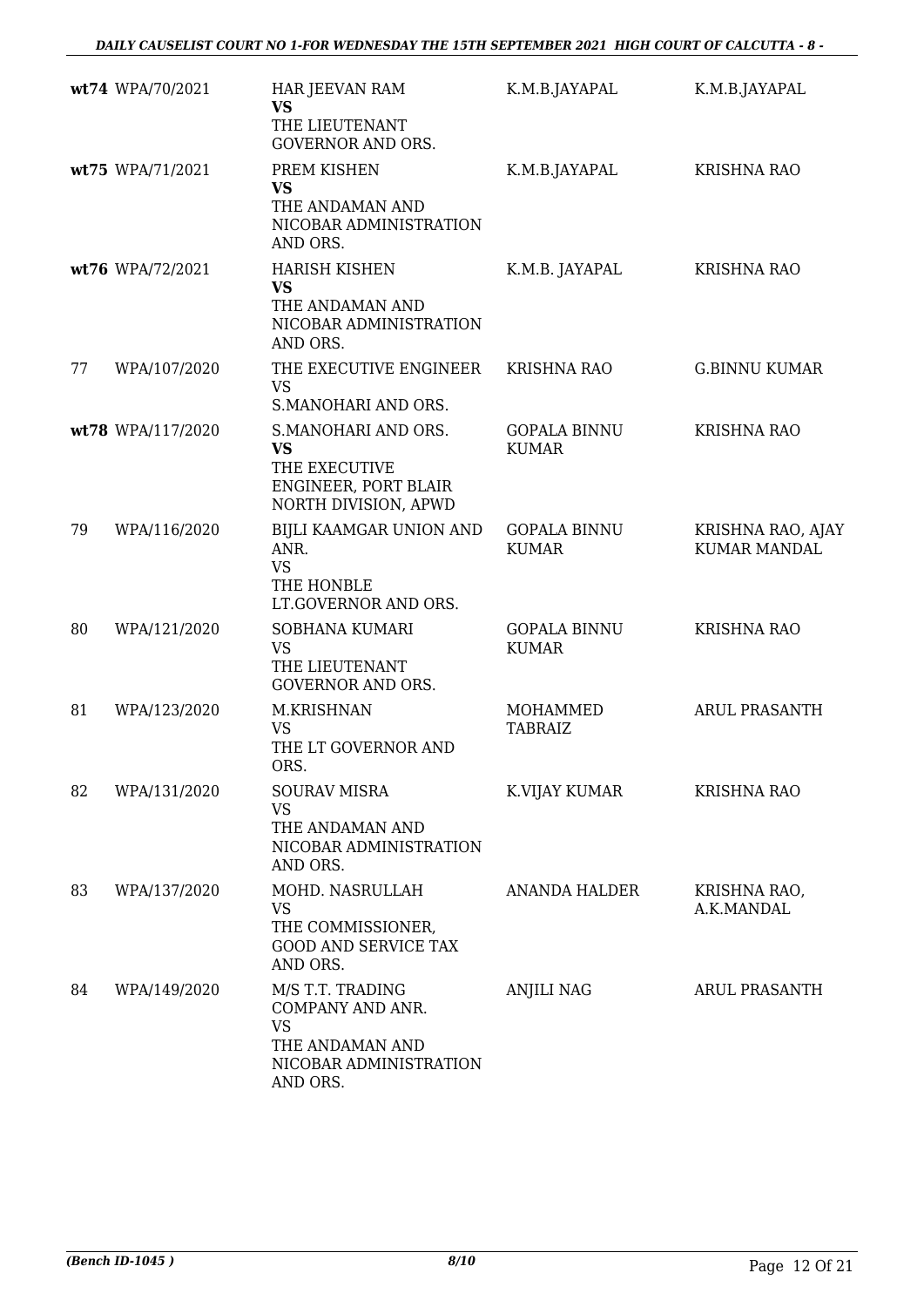| | | | | |
|---|---|---|---|---|
| **wt74** | WPA/70/2021 | HAR JEEVAN RAM **VS** THE LIEUTENANT GOVERNOR AND ORS. | K.M.B.JAYAPAL | K.M.B.JAYAPAL |
| **wt75** | WPA/71/2021 | PREM KISHEN **VS** THE ANDAMAN AND NICOBAR ADMINISTRATION AND ORS. | K.M.B.JAYAPAL | KRISHNA RAO |
| **wt76** | WPA/72/2021 | HARISH KISHEN **VS** THE ANDAMAN AND NICOBAR ADMINISTRATION AND ORS. | K.M.B. JAYAPAL | KRISHNA RAO |
| 77 | WPA/107/2020 | THE EXECUTIVE ENGINEER VS S.MANOHARI AND ORS. | KRISHNA RAO | G.BINNU KUMAR |
| **wt78** | WPA/117/2020 | S.MANOHARI AND ORS. **VS** THE EXECUTIVE ENGINEER, PORT BLAIR NORTH DIVISION, APWD | GOPALA BINNU KUMAR | KRISHNA RAO |
| 79 | WPA/116/2020 | BIJLI KAAMGAR UNION AND ANR. VS THE HONBLE LT.GOVERNOR AND ORS. | GOPALA BINNU KUMAR | KRISHNA RAO, AJAY KUMAR MANDAL |
| 80 | WPA/121/2020 | SOBHANA KUMARI VS THE LIEUTENANT GOVERNOR AND ORS. | GOPALA BINNU KUMAR | KRISHNA RAO |
| 81 | WPA/123/2020 | M.KRISHNAN VS THE LT GOVERNOR AND ORS. | MOHAMMED TABRAIZ | ARUL PRASANTH |
| 82 | WPA/131/2020 | SOURAV MISRA VS THE ANDAMAN AND NICOBAR ADMINISTRATION AND ORS. | K.VIJAY KUMAR | KRISHNA RAO |
| 83 | WPA/137/2020 | MOHD. NASRULLAH VS THE COMMISSIONER, GOOD AND SERVICE TAX AND ORS. | ANANDA HALDER | KRISHNA RAO, A.K.MANDAL |
| 84 | WPA/149/2020 | M/S T.T. TRADING COMPANY AND ANR. VS THE ANDAMAN AND NICOBAR ADMINISTRATION AND ORS. | ANJILI NAG | ARUL PRASANTH |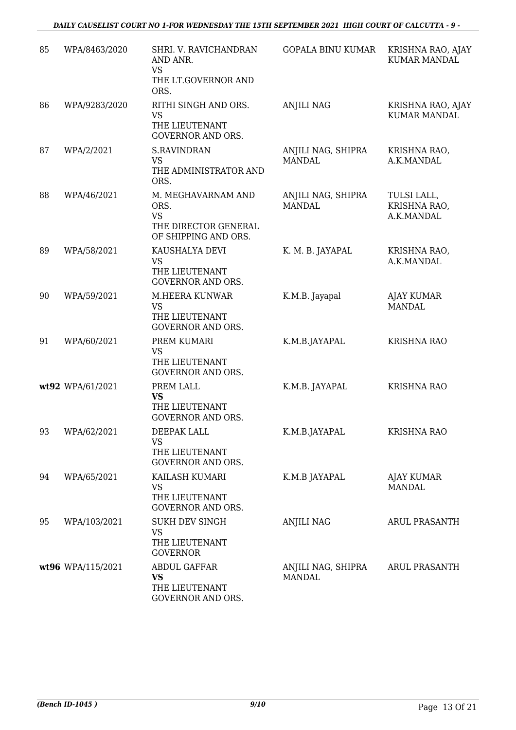| 85 | WPA/8463/2020 | SHRI. V. RAVICHANDRAN AND ANR.<br>VS<br>THE LT.GOVERNOR AND ORS. | GOPALA BINU KUMAR | KRISHNA RAO, AJAY KUMAR MANDAL |
|---|---|---|---|---|
| 86 | WPA/9283/2020 | RITHI SINGH AND ORS.<br>VS<br>THE LIEUTENANT GOVERNOR AND ORS. | ANJILI NAG | KRISHNA RAO, AJAY KUMAR MANDAL |
| 87 | WPA/2/2021 | S.RAVINDRAN<br>VS<br>THE ADMINISTRATOR AND ORS. | ANJILI NAG, SHIPRA MANDAL | KRISHNA RAO, A.K.MANDAL |
| 88 | WPA/46/2021 | M. MEGHAVARNAM AND ORS.<br>VS<br>THE DIRECTOR GENERAL OF SHIPPING AND ORS. | ANJILI NAG, SHIPRA MANDAL | TULSI LALL, KRISHNA RAO, A.K.MANDAL |
| 89 | WPA/58/2021 | KAUSHALYA DEVI<br>VS<br>THE LIEUTENANT GOVERNOR AND ORS. | K. M. B. JAYAPAL | KRISHNA RAO, A.K.MANDAL |
| 90 | WPA/59/2021 | M.HEERA KUNWAR<br>VS<br>THE LIEUTENANT GOVERNOR AND ORS. | K.M.B. Jayapal | AJAY KUMAR MANDAL |
| 91 | WPA/60/2021 | PREM KUMARI<br>VS<br>THE LIEUTENANT GOVERNOR AND ORS. | K.M.B.JAYAPAL | KRISHNA RAO |
| **wt92** | WPA/61/2021 | PREM LALL<br>**VS**<br>THE LIEUTENANT GOVERNOR AND ORS. | K.M.B. JAYAPAL | KRISHNA RAO |
| 93 | WPA/62/2021 | DEEPAK LALL<br>VS<br>THE LIEUTENANT GOVERNOR AND ORS. | K.M.B.JAYAPAL | KRISHNA RAO |
| 94 | WPA/65/2021 | KAILASH KUMARI<br>VS<br>THE LIEUTENANT GOVERNOR AND ORS. | K.M.B JAYAPAL | AJAY KUMAR MANDAL |
| 95 | WPA/103/2021 | SUKH DEV SINGH<br>VS<br>THE LIEUTENANT GOVERNOR | ANJILI NAG | ARUL PRASANTH |
| **wt96** | WPA/115/2021 | ABDUL GAFFAR<br>**VS**<br>THE LIEUTENANT GOVERNOR AND ORS. | ANJILI NAG, SHIPRA MANDAL | ARUL PRASANTH |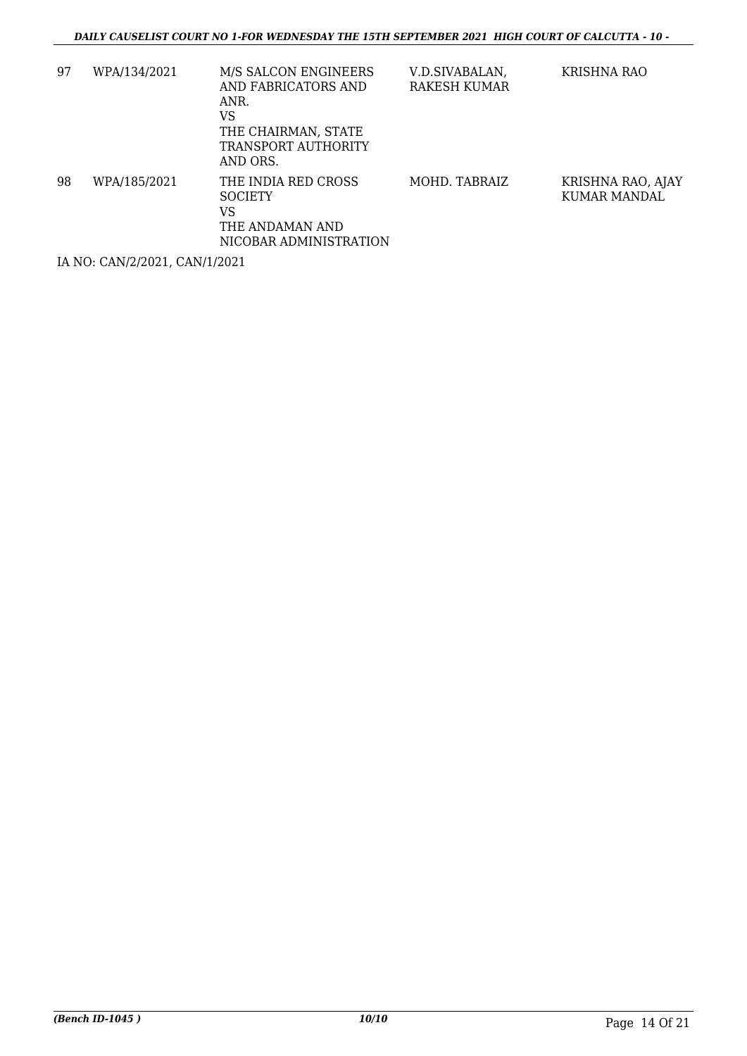| 97 | WPA/134/2021 | M/S SALCON ENGINEERS AND FABRICATORS AND ANR.<br>VS<br>THE CHAIRMAN, STATE TRANSPORT AUTHORITY AND ORS. | V.D.SIVABALAN, RAKESH KUMAR | KRISHNA RAO |
|---|---|---|---|---|
| 98 | WPA/185/2021 | THE INDIA RED CROSS SOCIETY<br>VS<br>THE ANDAMAN AND NICOBAR ADMINISTRATION | MOHD. TABRAIZ | KRISHNA RAO, AJAY KUMAR MANDAL |

IA NO: CAN/2/2021, CAN/1/2021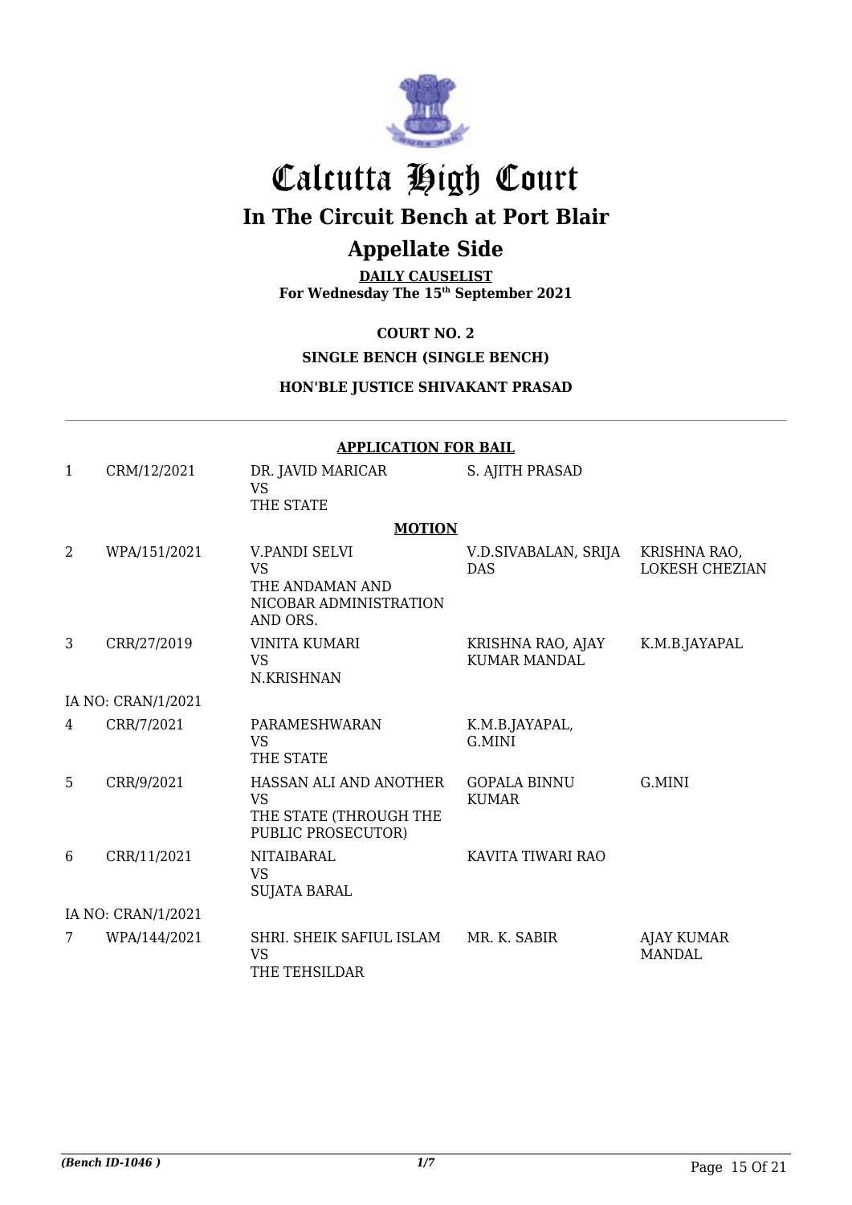# Calcutta High Court

## In The Circuit Bench at Port Blair

## Appellate Side

**DAILY CAUSELIST**
**For Wednesday The 15th September 2021**

**COURT NO. 2**

**SINGLE BENCH (SINGLE BENCH)**

**HON'BLE JUSTICE SHIVAKANT PRASAD**

**APPLICATION FOR BAIL**

| | | | | |
|---|---|---|---|---|
| 1 | CRM/12/2021 | DR. JAVID MARICAR VS THE STATE | S. AJITH PRASAD | |

**MOTION**

| | | | | |
|---|---|---|---|---|
| 2 | WPA/151/2021 | V.PANDI SELVI VS THE ANDAMAN AND NICOBAR ADMINISTRATION AND ORS. | V.D.SIVABALAN, SRIJA DAS | KRISHNA RAO, LOKESH CHEZIAN |
| 3 | CRR/27/2019 | VINITA KUMARI VS N.KRISHNAN | KRISHNA RAO, AJAY KUMAR MANDAL | K.M.B.JAYAPAL |
| IA NO: CRAN/1/2021 | | | | |
| 4 | CRR/7/2021 | PARAMESHWARAN VS THE STATE | K.M.B.JAYAPAL, G.MINI | |
| 5 | CRR/9/2021 | HASSAN ALI AND ANOTHER VS THE STATE (THROUGH THE PUBLIC PROSECUTOR) | GOPALA BINNU KUMAR | G.MINI |
| 6 | CRR/11/2021 | NITAIBARAL VS SUJATA BARAL | KAVITA TIWARI RAO | |
| IA NO: CRAN/1/2021 | | | | |
| 7 | WPA/144/2021 | SHRI. SHEIK SAFIUL ISLAM VS THE TEHSILDAR | MR. K. SABIR | AJAY KUMAR MANDAL |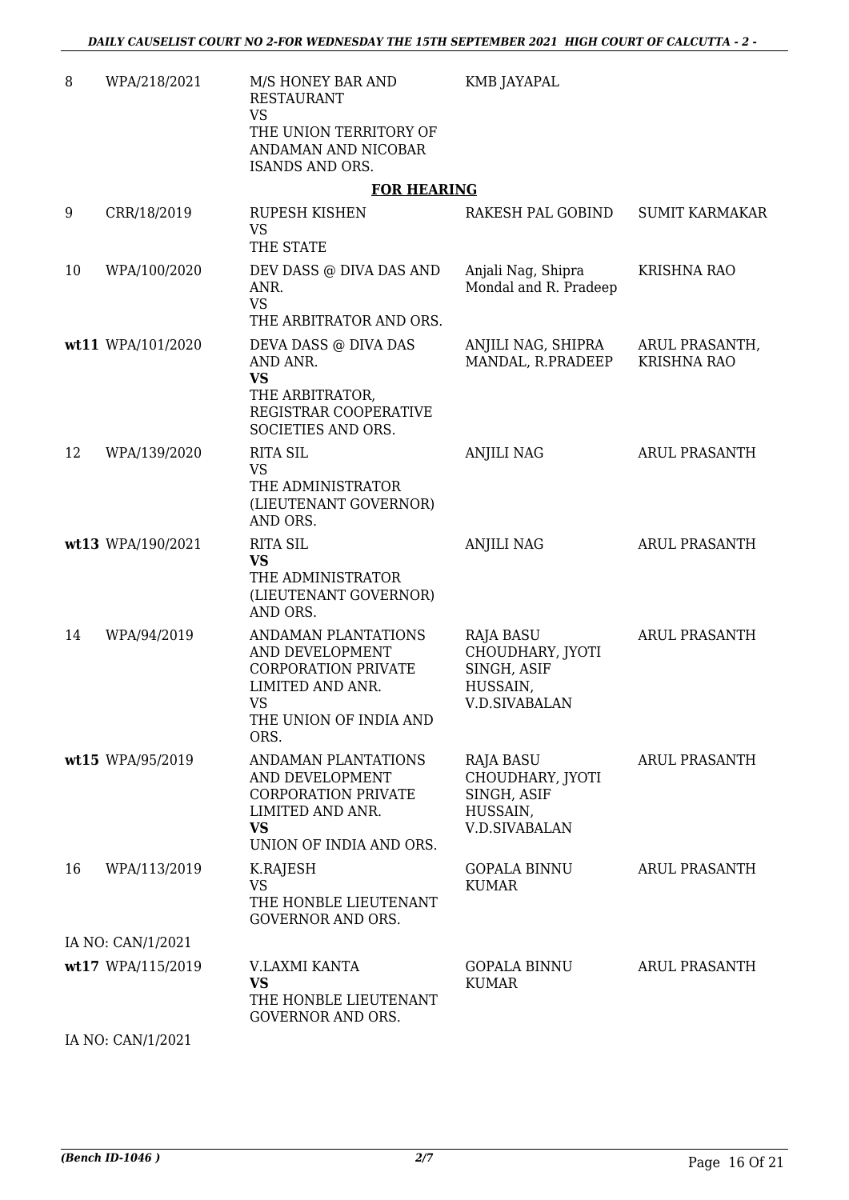| | | | | |
|---|---|---|---|---|
| 8 | WPA/218/2021 | M/S HONEY BAR AND RESTAURANT<br>VS<br>THE UNION TERRITORY OF ANDAMAN AND NICOBAR ISANDS AND ORS. | KMB JAYAPAL | |

**FOR HEARING**

| | | | | |
|---|---|---|---|---|
| 9 | CRR/18/2019 | RUPESH KISHEN<br>VS<br>THE STATE | RAKESH PAL GOBIND | SUMIT KARMAKAR |
| 10 | WPA/100/2020 | DEV DASS @ DIVA DAS AND ANR.<br>VS<br>THE ARBITRATOR AND ORS. | Anjali Nag, Shipra Mondal and R. Pradeep | KRISHNA RAO |
| **wt11** | WPA/101/2020 | DEVA DASS @ DIVA DAS AND ANR.<br>**VS**<br>THE ARBITRATOR, REGISTRAR COOPERATIVE SOCIETIES AND ORS. | ANJILI NAG, SHIPRA MANDAL, R.PRADEEP | ARUL PRASANTH, KRISHNA RAO |
| 12 | WPA/139/2020 | RITA SIL<br>VS<br>THE ADMINISTRATOR (LIEUTENANT GOVERNOR) AND ORS. | ANJILI NAG | ARUL PRASANTH |
| **wt13** | WPA/190/2021 | RITA SIL<br>**VS**<br>THE ADMINISTRATOR (LIEUTENANT GOVERNOR) AND ORS. | ANJILI NAG | ARUL PRASANTH |
| 14 | WPA/94/2019 | ANDAMAN PLANTATIONS AND DEVELOPMENT CORPORATION PRIVATE LIMITED AND ANR.<br>VS<br>THE UNION OF INDIA AND ORS. | RAJA BASU CHOUDHARY, JYOTI SINGH, ASIF HUSSAIN, V.D.SIVABALAN | ARUL PRASANTH |
| **wt15** | WPA/95/2019 | ANDAMAN PLANTATIONS AND DEVELOPMENT CORPORATION PRIVATE LIMITED AND ANR.<br>**VS**<br>UNION OF INDIA AND ORS. | RAJA BASU CHOUDHARY, JYOTI SINGH, ASIF HUSSAIN, V.D.SIVABALAN | ARUL PRASANTH |
| 16 | WPA/113/2019 | K.RAJESH<br>VS<br>THE HONBLE LIEUTENANT GOVERNOR AND ORS. | GOPALA BINNU KUMAR | ARUL PRASANTH |
| | IA NO: CAN/1/2021 | | | |
| **wt17** | WPA/115/2019 | V.LAXMI KANTA<br>**VS**<br>THE HONBLE LIEUTENANT GOVERNOR AND ORS. | GOPALA BINNU KUMAR | ARUL PRASANTH |
| | IA NO: CAN/1/2021 | | | |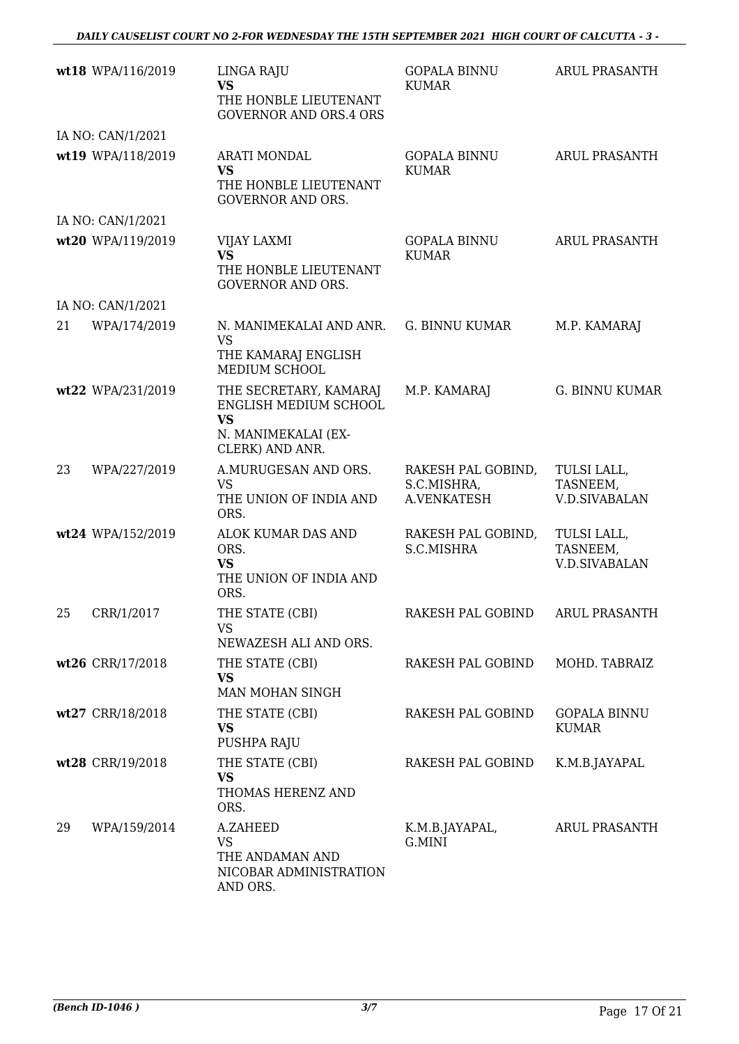| | | | | |
|---|---|---|---|---|
| wt18 | WPA/116/2019 | LINGA RAJU **VS** THE HONBLE LIEUTENANT GOVERNOR AND ORS.4 ORS | GOPALA BINNU KUMAR | ARUL PRASANTH |
| | IA NO: CAN/1/2021 | | | |
| wt19 | WPA/118/2019 | ARATI MONDAL **VS** THE HONBLE LIEUTENANT GOVERNOR AND ORS. | GOPALA BINNU KUMAR | ARUL PRASANTH |
| | IA NO: CAN/1/2021 | | | |
| wt20 | WPA/119/2019 | VIJAY LAXMI **VS** THE HONBLE LIEUTENANT GOVERNOR AND ORS. | GOPALA BINNU KUMAR | ARUL PRASANTH |
| | IA NO: CAN/1/2021 | | | |
| 21 | WPA/174/2019 | N. MANIMEKALAI AND ANR. VS THE KAMARAJ ENGLISH MEDIUM SCHOOL | G. BINNU KUMAR | M.P. KAMARAJ |
| wt22 | WPA/231/2019 | THE SECRETARY, KAMARAJ ENGLISH MEDIUM SCHOOL **VS** N. MANIMEKALAI (EX-CLERK) AND ANR. | M.P. KAMARAJ | G. BINNU KUMAR |
| 23 | WPA/227/2019 | A.MURUGESAN AND ORS. VS THE UNION OF INDIA AND ORS. | RAKESH PAL GOBIND, S.C.MISHRA, A.VENKATESH | TULSI LALL, TASNEEM, V.D.SIVABALAN |
| wt24 | WPA/152/2019 | ALOK KUMAR DAS AND ORS. **VS** THE UNION OF INDIA AND ORS. | RAKESH PAL GOBIND, S.C.MISHRA | TULSI LALL, TASNEEM, V.D.SIVABALAN |
| 25 | CRR/1/2017 | THE STATE (CBI) VS NEWAZESH ALI AND ORS. | RAKESH PAL GOBIND | ARUL PRASANTH |
| wt26 | CRR/17/2018 | THE STATE (CBI) **VS** MAN MOHAN SINGH | RAKESH PAL GOBIND | MOHD. TABRAIZ |
| wt27 | CRR/18/2018 | THE STATE (CBI) **VS** PUSHPA RAJU | RAKESH PAL GOBIND | GOPALA BINNU KUMAR |
| wt28 | CRR/19/2018 | THE STATE (CBI) **VS** THOMAS HERENZ AND ORS. | RAKESH PAL GOBIND | K.M.B.JAYAPAL |
| 29 | WPA/159/2014 | A.ZAHEED VS THE ANDAMAN AND NICOBAR ADMINISTRATION AND ORS. | K.M.B.JAYAPAL, G.MINI | ARUL PRASANTH |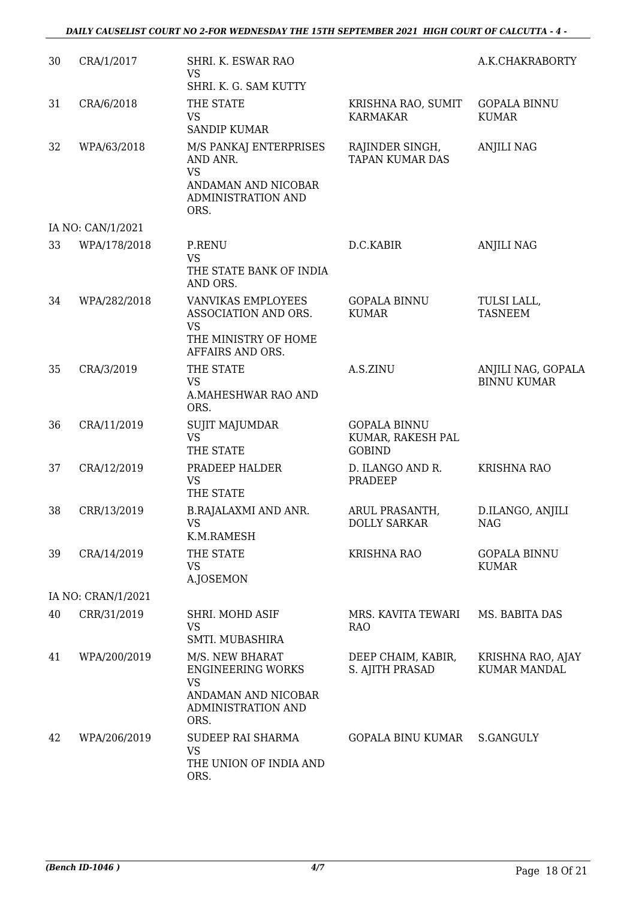| 30 | CRA/1/2017 | SHRI. K. ESWAR RAO<br>VS<br>SHRI. K. G. SAM KUTTY | | A.K.CHAKRABORTY |
|---|---|---|---|---|
| 31 | CRA/6/2018 | THE STATE<br>VS<br>SANDIP KUMAR | KRISHNA RAO, SUMIT KARMAKAR | GOPALA BINNU KUMAR |
| 32 | WPA/63/2018 | M/S PANKAJ ENTERPRISES AND ANR.<br>VS<br>ANDAMAN AND NICOBAR ADMINISTRATION AND ORS. | RAJINDER SINGH, TAPAN KUMAR DAS | ANJILI NAG |
| | IA NO: CAN/1/2021 | | | |
| 33 | WPA/178/2018 | P.RENU<br>VS<br>THE STATE BANK OF INDIA AND ORS. | D.C.KABIR | ANJILI NAG |
| 34 | WPA/282/2018 | VANVIKAS EMPLOYEES ASSOCIATION AND ORS.<br>VS<br>THE MINISTRY OF HOME AFFAIRS AND ORS. | GOPALA BINNU KUMAR | TULSI LALL, TASNEEM |
| 35 | CRA/3/2019 | THE STATE<br>VS<br>A.MAHESHWAR RAO AND ORS. | A.S.ZINU | ANJILI NAG, GOPALA BINNU KUMAR |
| 36 | CRA/11/2019 | SUJIT MAJUMDAR<br>VS<br>THE STATE | GOPALA BINNU KUMAR, RAKESH PAL GOBIND | |
| 37 | CRA/12/2019 | PRADEEP HALDER<br>VS<br>THE STATE | D. ILANGO AND R. PRADEEP | KRISHNA RAO |
| 38 | CRR/13/2019 | B.RAJALAXMI AND ANR.<br>VS<br>K.M.RAMESH | ARUL PRASANTH, DOLLY SARKAR | D.ILANGO, ANJILI NAG |
| 39 | CRA/14/2019 | THE STATE<br>VS<br>A.JOSEMON | KRISHNA RAO | GOPALA BINNU KUMAR |
| | IA NO: CRAN/1/2021 | | | |
| 40 | CRR/31/2019 | SHRI. MOHD ASIF<br>VS<br>SMTI. MUBASHIRA | MRS. KAVITA TEWARI RAO | MS. BABITA DAS |
| 41 | WPA/200/2019 | M/S. NEW BHARAT ENGINEERING WORKS<br>VS<br>ANDAMAN AND NICOBAR ADMINISTRATION AND ORS. | DEEP CHAIM, KABIR, S. AJITH PRASAD | KRISHNA RAO, AJAY KUMAR MANDAL |
| 42 | WPA/206/2019 | SUDEEP RAI SHARMA<br>VS<br>THE UNION OF INDIA AND ORS. | GOPALA BINU KUMAR | S.GANGULY |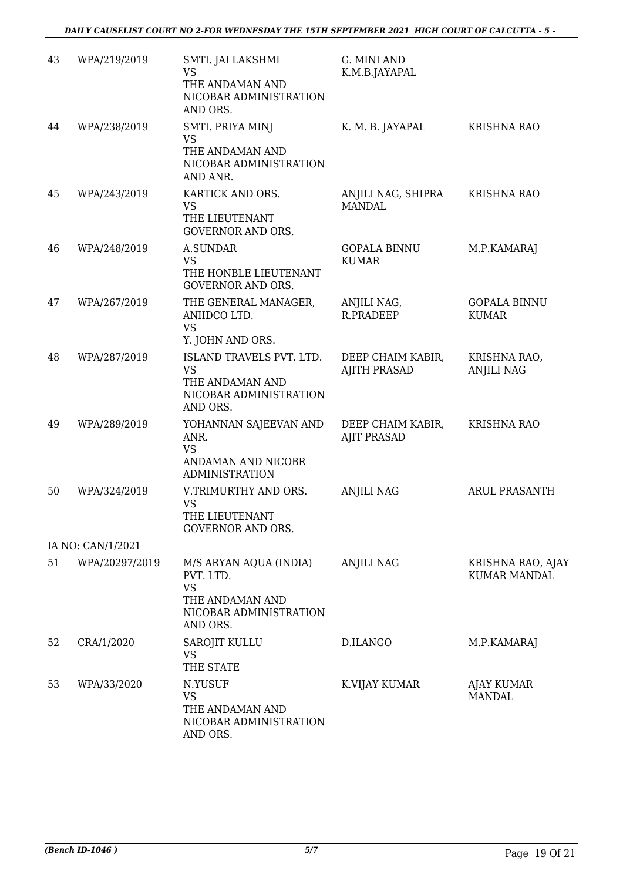| 43 | WPA/219/2019 | SMTI. JAI LAKSHMI<br>VS<br>THE ANDAMAN AND NICOBAR ADMINISTRATION AND ORS. | G. MINI AND K.M.B.JAYAPAL | |
|---|---|---|---|---|
| 44 | WPA/238/2019 | SMTI. PRIYA MINJ<br>VS<br>THE ANDAMAN AND NICOBAR ADMINISTRATION AND ANR. | K. M. B. JAYAPAL | KRISHNA RAO |
| 45 | WPA/243/2019 | KARTICK AND ORS.<br>VS<br>THE LIEUTENANT GOVERNOR AND ORS. | ANJILI NAG, SHIPRA MANDAL | KRISHNA RAO |
| 46 | WPA/248/2019 | A.SUNDAR<br>VS<br>THE HONBLE LIEUTENANT GOVERNOR AND ORS. | GOPALA BINNU KUMAR | M.P.KAMARAJ |
| 47 | WPA/267/2019 | THE GENERAL MANAGER, ANIIDCO LTD.<br>VS<br>Y. JOHN AND ORS. | ANJILI NAG, R.PRADEEP | GOPALA BINNU KUMAR |
| 48 | WPA/287/2019 | ISLAND TRAVELS PVT. LTD.<br>VS<br>THE ANDAMAN AND NICOBAR ADMINISTRATION AND ORS. | DEEP CHAIM KABIR, AJITH PRASAD | KRISHNA RAO, ANJILI NAG |
| 49 | WPA/289/2019 | YOHANNAN SAJEEVAN AND ANR.<br>VS<br>ANDAMAN AND NICOBR ADMINISTRATION | DEEP CHAIM KABIR, AJIT PRASAD | KRISHNA RAO |
| 50 | WPA/324/2019 | V.TRIMURTHY AND ORS.<br>VS<br>THE LIEUTENANT GOVERNOR AND ORS. | ANJILI NAG | ARUL PRASANTH |
| | IA NO: CAN/1/2021 | | | |
| 51 | WPA/20297/2019 | M/S ARYAN AQUA (INDIA) PVT. LTD.<br>VS<br>THE ANDAMAN AND NICOBAR ADMINISTRATION AND ORS. | ANJILI NAG | KRISHNA RAO, AJAY KUMAR MANDAL |
| 52 | CRA/1/2020 | SAROJIT KULLU<br>VS<br>THE STATE | D.ILANGO | M.P.KAMARAJ |
| 53 | WPA/33/2020 | N.YUSUF<br>VS<br>THE ANDAMAN AND NICOBAR ADMINISTRATION AND ORS. | K.VIJAY KUMAR | AJAY KUMAR MANDAL |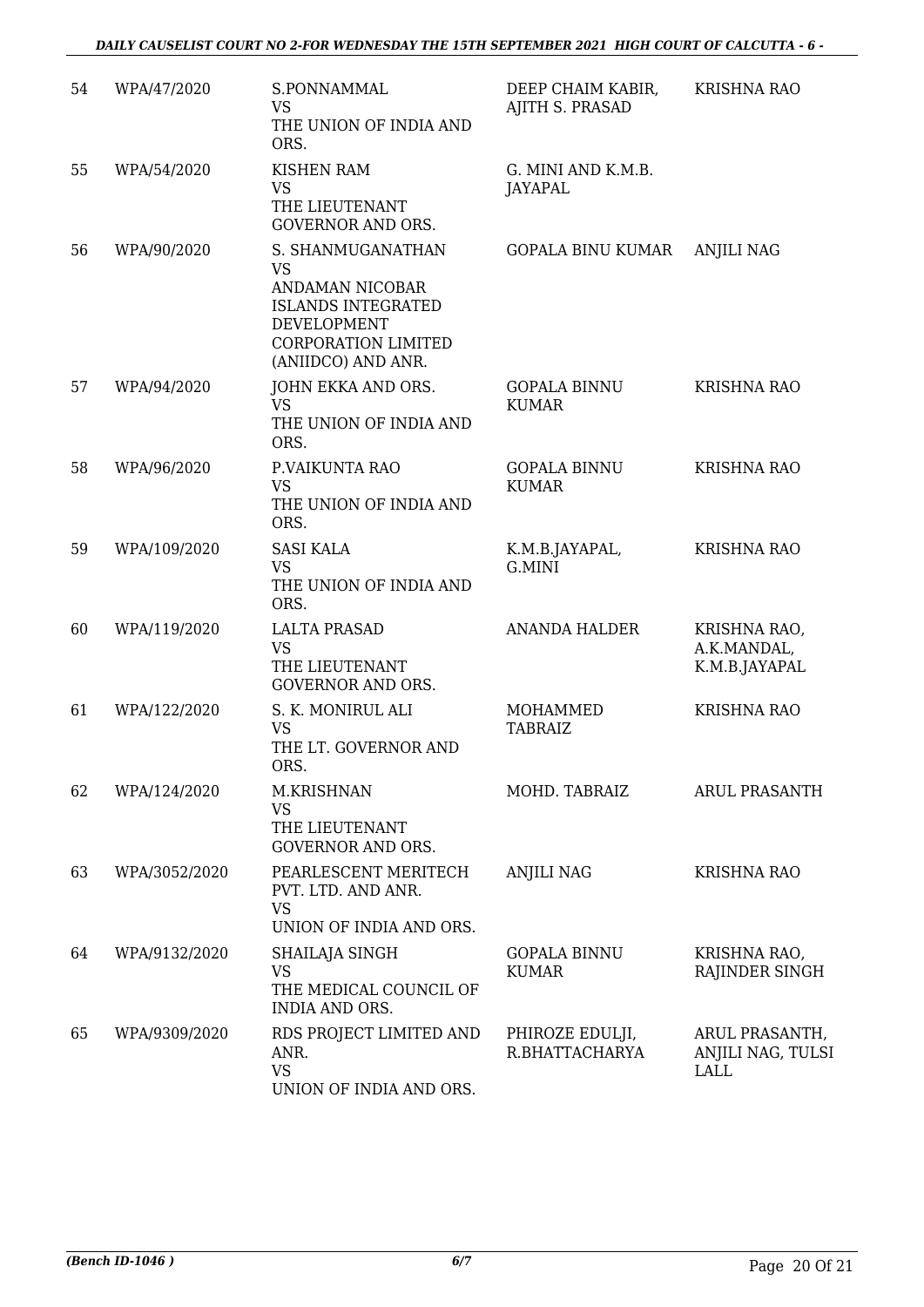| 54 | WPA/47/2020 | S.PONNAMMAL<br>VS<br>THE UNION OF INDIA AND ORS. | DEEP CHAIM KABIR, AJITH S. PRASAD | KRISHNA RAO |
|---|---|---|---|---|
| 55 | WPA/54/2020 | KISHEN RAM<br>VS<br>THE LIEUTENANT GOVERNOR AND ORS. | G. MINI AND K.M.B. JAYAPAL | |
| 56 | WPA/90/2020 | S. SHANMUGANATHAN<br>VS<br>ANDAMAN NICOBAR ISLANDS INTEGRATED DEVELOPMENT CORPORATION LIMITED (ANIIDCO) AND ANR. | GOPALA BINU KUMAR | ANJILI NAG |
| 57 | WPA/94/2020 | JOHN EKKA AND ORS.<br>VS<br>THE UNION OF INDIA AND ORS. | GOPALA BINNU KUMAR | KRISHNA RAO |
| 58 | WPA/96/2020 | P.VAIKUNTA RAO<br>VS<br>THE UNION OF INDIA AND ORS. | GOPALA BINNU KUMAR | KRISHNA RAO |
| 59 | WPA/109/2020 | SASI KALA<br>VS<br>THE UNION OF INDIA AND ORS. | K.M.B.JAYAPAL, G.MINI | KRISHNA RAO |
| 60 | WPA/119/2020 | LALTA PRASAD<br>VS<br>THE LIEUTENANT GOVERNOR AND ORS. | ANANDA HALDER | KRISHNA RAO, A.K.MANDAL, K.M.B.JAYAPAL |
| 61 | WPA/122/2020 | S. K. MONIRUL ALI<br>VS<br>THE LT. GOVERNOR AND ORS. | MOHAMMED TABRAIZ | KRISHNA RAO |
| 62 | WPA/124/2020 | M.KRISHNAN<br>VS<br>THE LIEUTENANT GOVERNOR AND ORS. | MOHD. TABRAIZ | ARUL PRASANTH |
| 63 | WPA/3052/2020 | PEARLESCENT MERITECH PVT. LTD. AND ANR.<br>VS<br>UNION OF INDIA AND ORS. | ANJILI NAG | KRISHNA RAO |
| 64 | WPA/9132/2020 | SHAILAJA SINGH<br>VS<br>THE MEDICAL COUNCIL OF INDIA AND ORS. | GOPALA BINNU KUMAR | KRISHNA RAO, RAJINDER SINGH |
| 65 | WPA/9309/2020 | RDS PROJECT LIMITED AND ANR.<br>VS<br>UNION OF INDIA AND ORS. | PHIROZE EDULJI, R.BHATTACHARYA | ARUL PRASANTH, ANJILI NAG, TULSI LALL |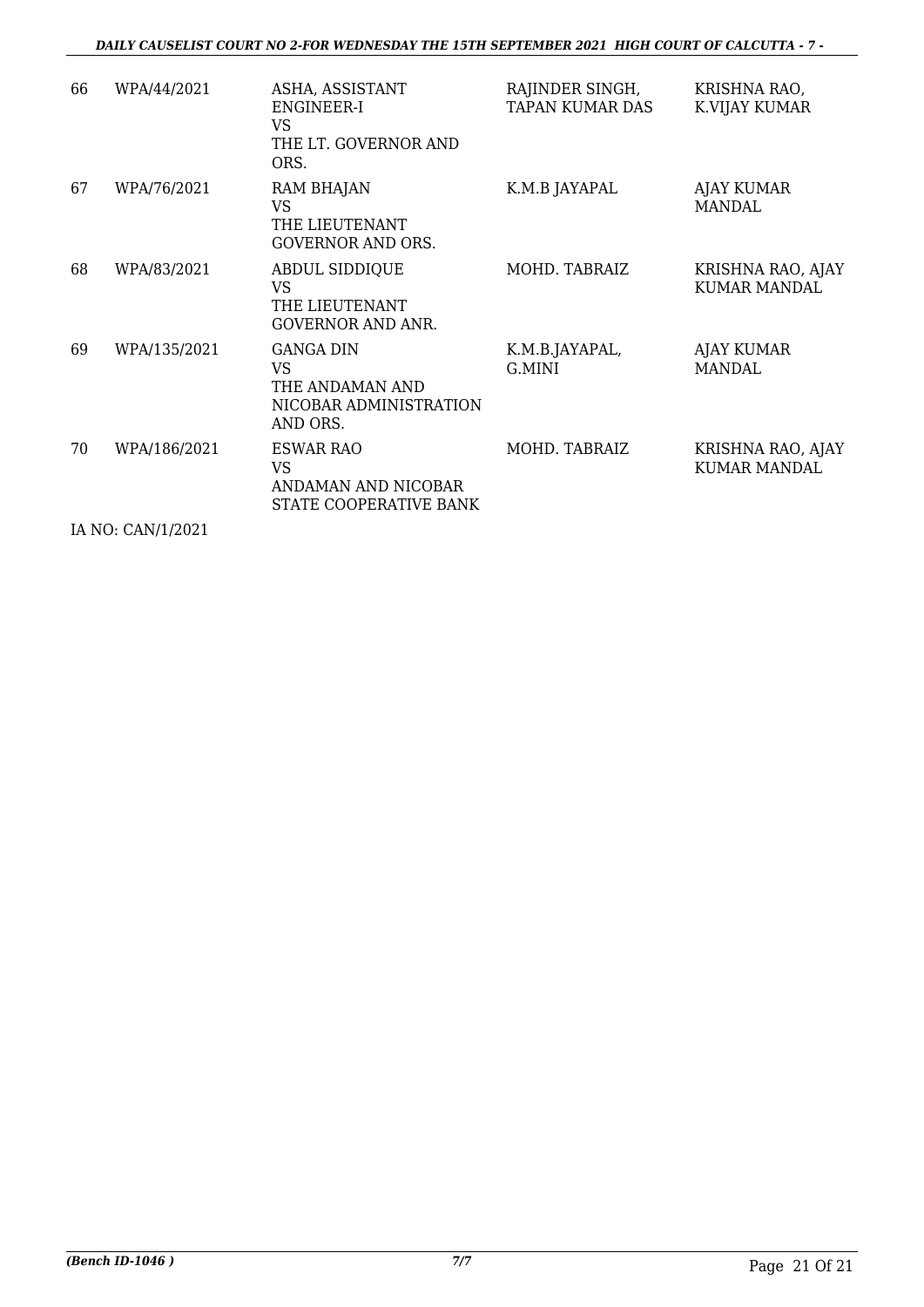| | | | | |
|---|---|---|---|---|
| 66 | WPA/44/2021 | ASHA, ASSISTANT ENGINEER-I<br>VS<br>THE LT. GOVERNOR AND ORS. | RAJINDER SINGH, TAPAN KUMAR DAS | KRISHNA RAO, K.VIJAY KUMAR |
| 67 | WPA/76/2021 | RAM BHAJAN<br>VS<br>THE LIEUTENANT GOVERNOR AND ORS. | K.M.B JAYAPAL | AJAY KUMAR MANDAL |
| 68 | WPA/83/2021 | ABDUL SIDDIQUE<br>VS<br>THE LIEUTENANT GOVERNOR AND ANR. | MOHD. TABRAIZ | KRISHNA RAO, AJAY KUMAR MANDAL |
| 69 | WPA/135/2021 | GANGA DIN<br>VS<br>THE ANDAMAN AND NICOBAR ADMINISTRATION AND ORS. | K.M.B.JAYAPAL, G.MINI | AJAY KUMAR MANDAL |
| 70 | WPA/186/2021 | ESWAR RAO<br>VS<br>ANDAMAN AND NICOBAR STATE COOPERATIVE BANK | MOHD. TABRAIZ | KRISHNA RAO, AJAY KUMAR MANDAL |

IA NO: CAN/1/2021